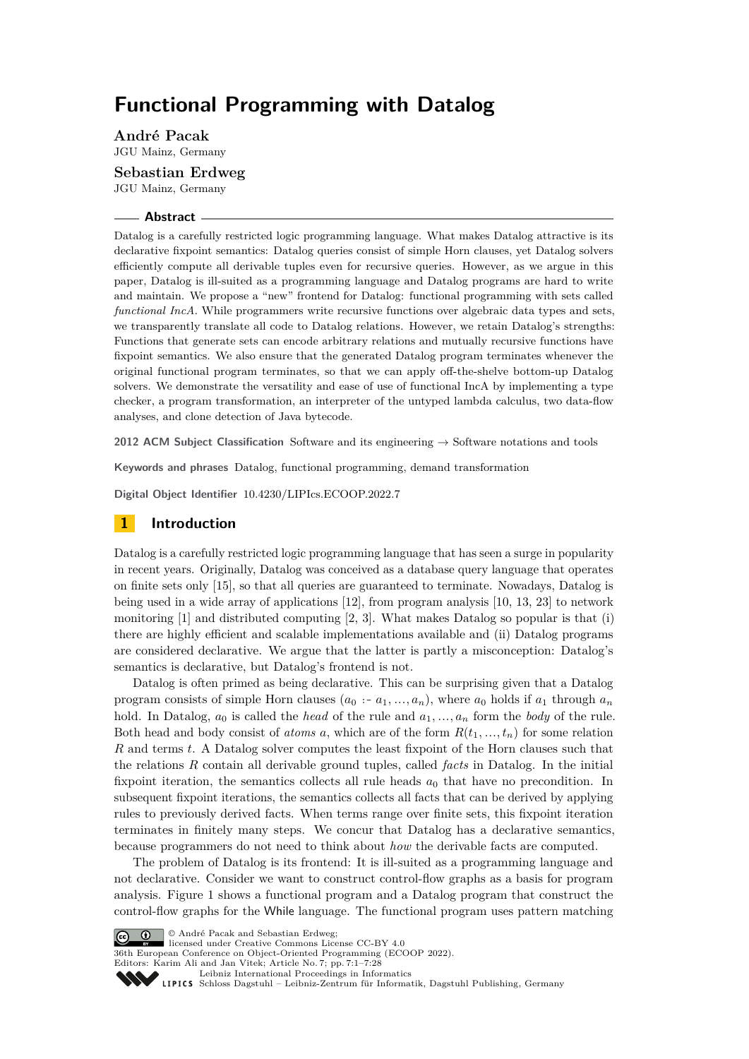# Functional Programming with Datalog

**André Pacak**
JGU Mainz, Germany

**Sebastian Erdweg**
JGU Mainz, Germany

## Abstract

Datalog is a carefully restricted logic programming language. What makes Datalog attractive is its declarative fixpoint semantics: Datalog queries consist of simple Horn clauses, yet Datalog solvers efficiently compute all derivable tuples even for recursive queries. However, as we argue in this paper, Datalog is ill-suited as a programming language and Datalog programs are hard to write and maintain. We propose a "new" frontend for Datalog: functional programming with sets called *functional IncA*. While programmers write recursive functions over algebraic data types and sets, we transparently translate all code to Datalog relations. However, we retain Datalog's strengths: Functions that generate sets can encode arbitrary relations and mutually recursive functions have fixpoint semantics. We also ensure that the generated Datalog program terminates whenever the original functional program terminates, so that we can apply off-the-shelve bottom-up Datalog solvers. We demonstrate the versatility and ease of use of functional IncA by implementing a type checker, a program transformation, an interpreter of the untyped lambda calculus, two data-flow analyses, and clone detection of Java bytecode.

**2012 ACM Subject Classification** Software and its engineering → Software notations and tools

**Keywords and phrases** Datalog, functional programming, demand transformation

**Digital Object Identifier** 10.4230/LIPIcs.ECOOP.2022.7

## 1 Introduction

Datalog is a carefully restricted logic programming language that has seen a surge in popularity in recent years. Originally, Datalog was conceived as a database query language that operates on finite sets only [15], so that all queries are guaranteed to terminate. Nowadays, Datalog is being used in a wide array of applications [12], from program analysis [10, 13, 23] to network monitoring [1] and distributed computing [2, 3]. What makes Datalog so popular is that (i) there are highly efficient and scalable implementations available and (ii) Datalog programs are considered declarative. We argue that the latter is partly a misconception: Datalog's semantics is declarative, but Datalog's frontend is not.

Datalog is often primed as being declarative. This can be surprising given that a Datalog program consists of simple Horn clauses ($a_0$ :- $a_1, \ldots, a_n$), where $a_0$ holds if $a_1$ through $a_n$ hold. In Datalog, $a_0$ is called the *head* of the rule and $a_1, \ldots, a_n$ form the *body* of the rule. Both head and body consist of *atoms* $a$, which are of the form $R(t_1, \ldots, t_n)$ for some relation $R$ and terms $t$. A Datalog solver computes the least fixpoint of the Horn clauses such that the relations $R$ contain all derivable ground tuples, called *facts* in Datalog. In the initial fixpoint iteration, the semantics collects all rule heads $a_0$ that have no precondition. In subsequent fixpoint iterations, the semantics collects all facts that can be derived by applying rules to previously derived facts. When terms range over finite sets, this fixpoint iteration terminates in finitely many steps. We concur that Datalog has a declarative semantics, because programmers do not need to think about *how* the derivable facts are computed.

The problem of Datalog is its frontend: It is ill-suited as a programming language and not declarative. Consider we want to construct control-flow graphs as a basis for program analysis. Figure 1 shows a functional program and a Datalog program that construct the control-flow graphs for the While language. The functional program uses pattern matching

© André Pacak and Sebastian Erdweg;
licensed under Creative Commons License CC-BY 4.0
36th European Conference on Object-Oriented Programming (ECOOP 2022).
Editors: Karim Ali and Jan Vitek; Article No. 7; pp. 7:1–7:28
Leibniz International Proceedings in Informatics
Schloss Dagstuhl – Leibniz-Zentrum für Informatik, Dagstuhl Publishing, Germany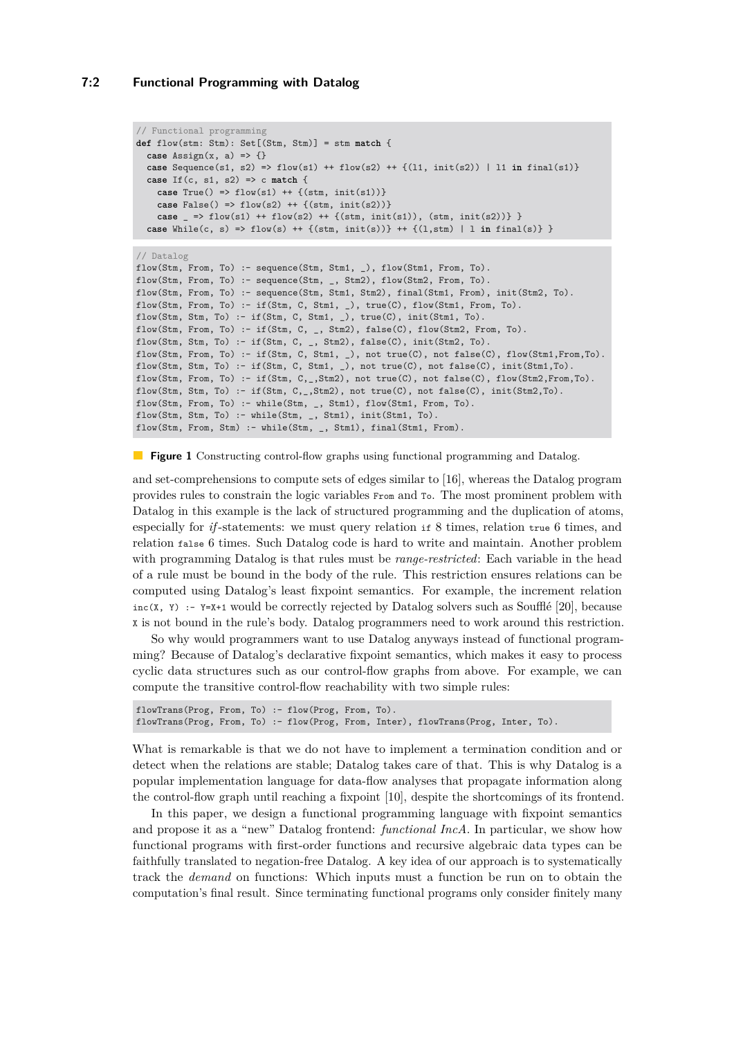```
// Functional programming
def flow(stm: Stm): Set[(Stm, Stm)] = stm match {
  case Assign(x, a) => {}
  case Sequence(s1, s2) => flow(s1) ++ flow(s2) ++ {(l1, init(s2)) | l1 in final(s1)}
  case If(c, s1, s2) => c match {
    case True() => flow(s1) ++ {(stm, init(s1))}
    case False() => flow(s2) ++ {(stm, init(s2))}
    case _ => flow(s1) ++ flow(s2) ++ {(stm, init(s1)), (stm, init(s2))} }
  case While(c, s) => flow(s) ++ {(stm, init(s))} ++ {(l,stm) | l in final(s)} }
```

```
// Datalog
flow(Stm, From, To) :- sequence(Stm, Stm1, _), flow(Stm1, From, To).
flow(Stm, From, To) :- sequence(Stm, _, Stm2), flow(Stm2, From, To).
flow(Stm, From, To) :- sequence(Stm, Stm1, Stm2), final(Stm1, From), init(Stm2, To).
flow(Stm, From, To) :- if(Stm, C, Stm1, _), true(C), flow(Stm1, From, To).
flow(Stm, Stm, To) :- if(Stm, C, Stm1, _), true(C), init(Stm1, To).
flow(Stm, From, To) :- if(Stm, C, _, Stm2), false(C), flow(Stm2, From, To).
flow(Stm, Stm, To) :- if(Stm, C, _, Stm2), false(C), init(Stm2, To).
flow(Stm, From, To) :- if(Stm, C, Stm1, _), not true(C), not false(C), flow(Stm1,From,To).
flow(Stm, Stm, To) :- if(Stm, C, Stm1, _), not true(C), not false(C), init(Stm1,To).
flow(Stm, From, To) :- if(Stm, C,_,Stm2), not true(C), not false(C), flow(Stm2,From,To).
flow(Stm, Stm, To) :- if(Stm, C,_,Stm2), not true(C), not false(C), init(Stm2,To).
flow(Stm, From, To) :- while(Stm, _, Stm1), flow(Stm1, From, To).
flow(Stm, Stm, To) :- while(Stm, _, Stm1), init(Stm1, To).
flow(Stm, From, Stm) :- while(Stm, _, Stm1), final(Stm1, From).
```

**Figure 1** Constructing control-flow graphs using functional programming and Datalog.

and set-comprehensions to compute sets of edges similar to [16], whereas the Datalog program provides rules to constrain the logic variables `From` and `To`. The most prominent problem with Datalog in this example is the lack of structured programming and the duplication of atoms, especially for *if*-statements: we must query relation `if` 8 times, relation `true` 6 times, and relation `false` 6 times. Such Datalog code is hard to write and maintain. Another problem with programming Datalog is that rules must be *range-restricted*: Each variable in the head of a rule must be bound in the body of the rule. This restriction ensures relations can be computed using Datalog's least fixpoint semantics. For example, the increment relation `inc(X, Y) :- Y=X+1` would be correctly rejected by Datalog solvers such as Soufflé [20], because `X` is not bound in the rule's body. Datalog programmers need to work around this restriction.

So why would programmers want to use Datalog anyways instead of functional programming? Because of Datalog's declarative fixpoint semantics, which makes it easy to process cyclic data structures such as our control-flow graphs from above. For example, we can compute the transitive control-flow reachability with two simple rules:

```
flowTrans(Prog, From, To) :- flow(Prog, From, To).
flowTrans(Prog, From, To) :- flow(Prog, From, Inter), flowTrans(Prog, Inter, To).
```

What is remarkable is that we do not have to implement a termination condition and or detect when the relations are stable; Datalog takes care of that. This is why Datalog is a popular implementation language for data-flow analyses that propagate information along the control-flow graph until reaching a fixpoint [10], despite the shortcomings of its frontend.

In this paper, we design a functional programming language with fixpoint semantics and propose it as a "new" Datalog frontend: *functional IncA*. In particular, we show how functional programs with first-order functions and recursive algebraic data types can be faithfully translated to negation-free Datalog. A key idea of our approach is to systematically track the *demand* on functions: Which inputs must a function be run on to obtain the computation's final result. Since terminating functional programs only consider finitely many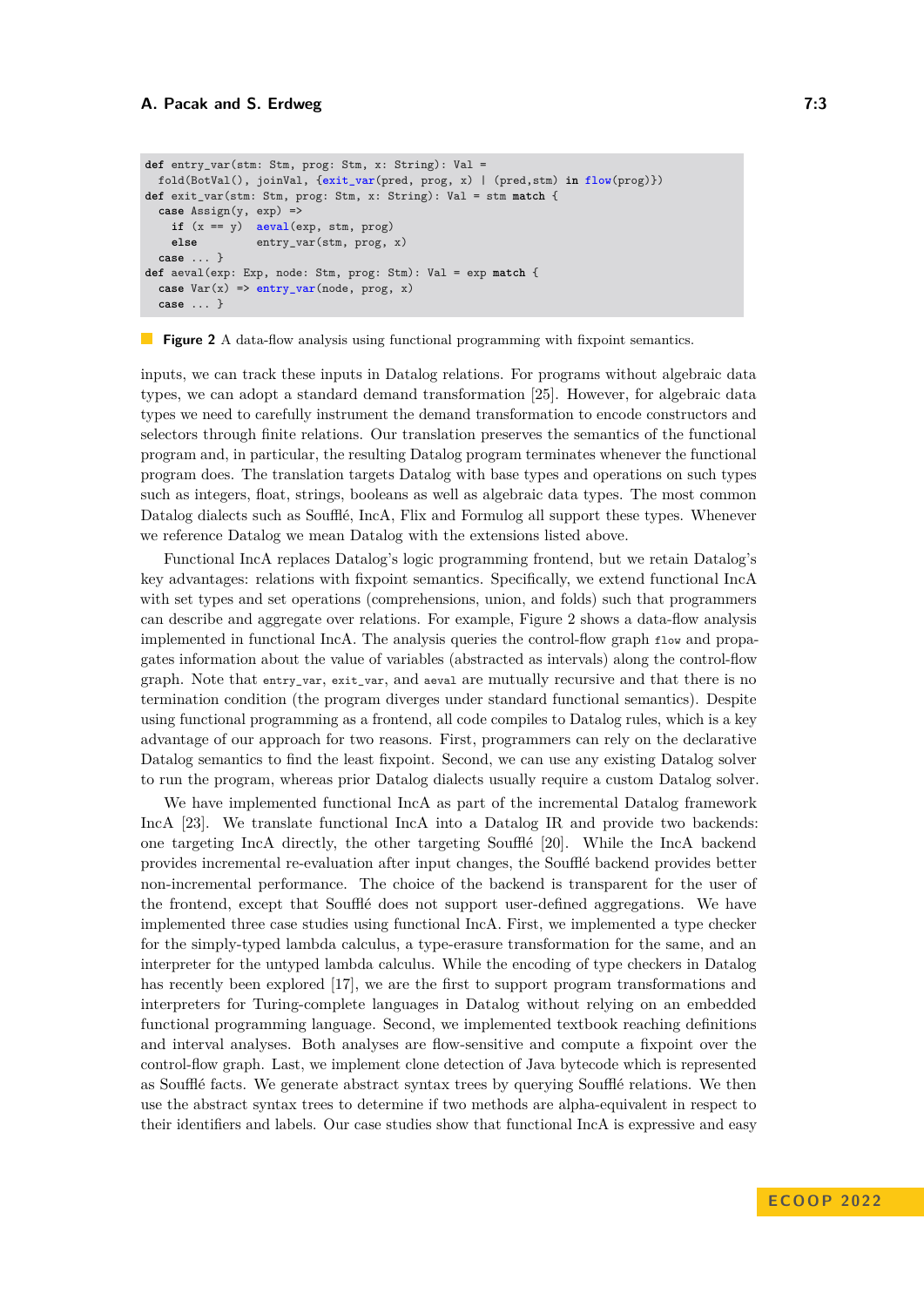```
def entry_var(stm: Stm, prog: Stm, x: String): Val =
  fold(BotVal(), joinVal, {exit_var(pred, prog, x) | (pred,stm) in flow(prog)})
def exit_var(stm: Stm, prog: Stm, x: String): Val = stm match {
  case Assign(y, exp) =>
    if (x == y)  aeval(exp, stm, prog)
    else         entry_var(stm, prog, x)
  case ... }
def aeval(exp: Exp, node: Stm, prog: Stm): Val = exp match {
  case Var(x) => entry_var(node, prog, x)
  case ... }
```

**Figure 2** A data-flow analysis using functional programming with fixpoint semantics.

inputs, we can track these inputs in Datalog relations. For programs without algebraic data types, we can adopt a standard demand transformation [25]. However, for algebraic data types we need to carefully instrument the demand transformation to encode constructors and selectors through finite relations. Our translation preserves the semantics of the functional program and, in particular, the resulting Datalog program terminates whenever the functional program does. The translation targets Datalog with base types and operations on such types such as integers, float, strings, booleans as well as algebraic data types. The most common Datalog dialects such as Soufflé, IncA, Flix and Formulog all support these types. Whenever we reference Datalog we mean Datalog with the extensions listed above.

Functional IncA replaces Datalog's logic programming frontend, but we retain Datalog's key advantages: relations with fixpoint semantics. Specifically, we extend functional IncA with set types and set operations (comprehensions, union, and folds) such that programmers can describe and aggregate over relations. For example, Figure 2 shows a data-flow analysis implemented in functional IncA. The analysis queries the control-flow graph `flow` and propagates information about the value of variables (abstracted as intervals) along the control-flow graph. Note that `entry_var`, `exit_var`, and `aeval` are mutually recursive and that there is no termination condition (the program diverges under standard functional semantics). Despite using functional programming as a frontend, all code compiles to Datalog rules, which is a key advantage of our approach for two reasons. First, programmers can rely on the declarative Datalog semantics to find the least fixpoint. Second, we can use any existing Datalog solver to run the program, whereas prior Datalog dialects usually require a custom Datalog solver.

We have implemented functional IncA as part of the incremental Datalog framework IncA [23]. We translate functional IncA into a Datalog IR and provide two backends: one targeting IncA directly, the other targeting Soufflé [20]. While the IncA backend provides incremental re-evaluation after input changes, the Soufflé backend provides better non-incremental performance. The choice of the backend is transparent for the user of the frontend, except that Soufflé does not support user-defined aggregations. We have implemented three case studies using functional IncA. First, we implemented a type checker for the simply-typed lambda calculus, a type-erasure transformation for the same, and an interpreter for the untyped lambda calculus. While the encoding of type checkers in Datalog has recently been explored [17], we are the first to support program transformations and interpreters for Turing-complete languages in Datalog without relying on an embedded functional programming language. Second, we implemented textbook reaching definitions and interval analyses. Both analyses are flow-sensitive and compute a fixpoint over the control-flow graph. Last, we implement clone detection of Java bytecode which is represented as Soufflé facts. We generate abstract syntax trees by querying Soufflé relations. We then use the abstract syntax trees to determine if two methods are alpha-equivalent in respect to their identifiers and labels. Our case studies show that functional IncA is expressive and easy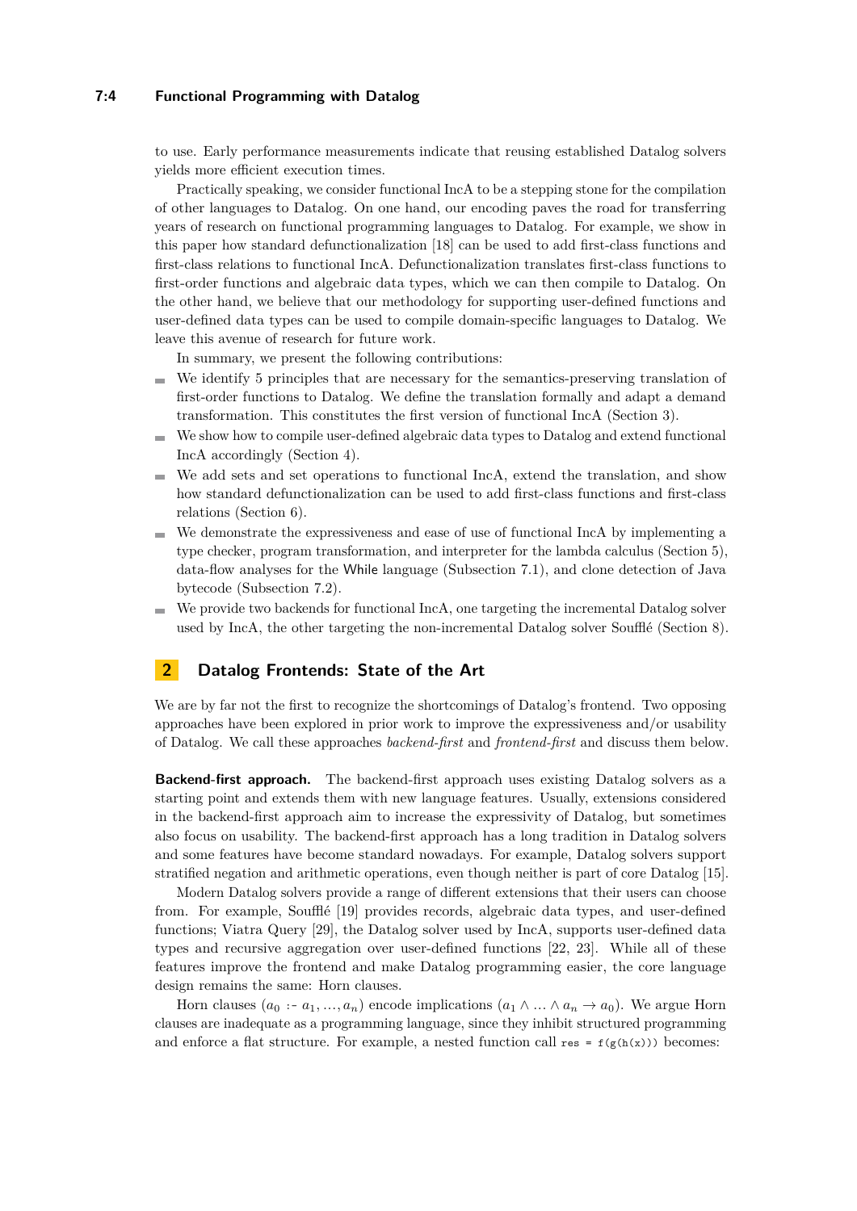to use. Early performance measurements indicate that reusing established Datalog solvers yields more efficient execution times.

Practically speaking, we consider functional IncA to be a stepping stone for the compilation of other languages to Datalog. On one hand, our encoding paves the road for transferring years of research on functional programming languages to Datalog. For example, we show in this paper how standard defunctionalization [18] can be used to add first-class functions and first-class relations to functional IncA. Defunctionalization translates first-class functions to first-order functions and algebraic data types, which we can then compile to Datalog. On the other hand, we believe that our methodology for supporting user-defined functions and user-defined data types can be used to compile domain-specific languages to Datalog. We leave this avenue of research for future work.

In summary, we present the following contributions:

- We identify 5 principles that are necessary for the semantics-preserving translation of first-order functions to Datalog. We define the translation formally and adapt a demand transformation. This constitutes the first version of functional IncA (Section 3).
- We show how to compile user-defined algebraic data types to Datalog and extend functional IncA accordingly (Section 4).
- We add sets and set operations to functional IncA, extend the translation, and show how standard defunctionalization can be used to add first-class functions and first-class relations (Section 6).
- We demonstrate the expressiveness and ease of use of functional IncA by implementing a type checker, program transformation, and interpreter for the lambda calculus (Section 5), data-flow analyses for the While language (Subsection 7.1), and clone detection of Java bytecode (Subsection 7.2).
- We provide two backends for functional IncA, one targeting the incremental Datalog solver used by IncA, the other targeting the non-incremental Datalog solver Soufflé (Section 8).

## 2 Datalog Frontends: State of the Art

We are by far not the first to recognize the shortcomings of Datalog's frontend. Two opposing approaches have been explored in prior work to improve the expressiveness and/or usability of Datalog. We call these approaches *backend-first* and *frontend-first* and discuss them below.

**Backend-first approach.** The backend-first approach uses existing Datalog solvers as a starting point and extends them with new language features. Usually, extensions considered in the backend-first approach aim to increase the expressivity of Datalog, but sometimes also focus on usability. The backend-first approach has a long tradition in Datalog solvers and some features have become standard nowadays. For example, Datalog solvers support stratified negation and arithmetic operations, even though neither is part of core Datalog [15].

Modern Datalog solvers provide a range of different extensions that their users can choose from. For example, Soufflé [19] provides records, algebraic data types, and user-defined functions; Viatra Query [29], the Datalog solver used by IncA, supports user-defined data types and recursive aggregation over user-defined functions [22, 23]. While all of these features improve the frontend and make Datalog programming easier, the core language design remains the same: Horn clauses.

Horn clauses ($a_0$ :- $a_1, \ldots, a_n$) encode implications ($a_1 \wedge \ldots \wedge a_n \rightarrow a_0$). We argue Horn clauses are inadequate as a programming language, since they inhibit structured programming and enforce a flat structure. For example, a nested function call `res = f(g(h(x)))` becomes: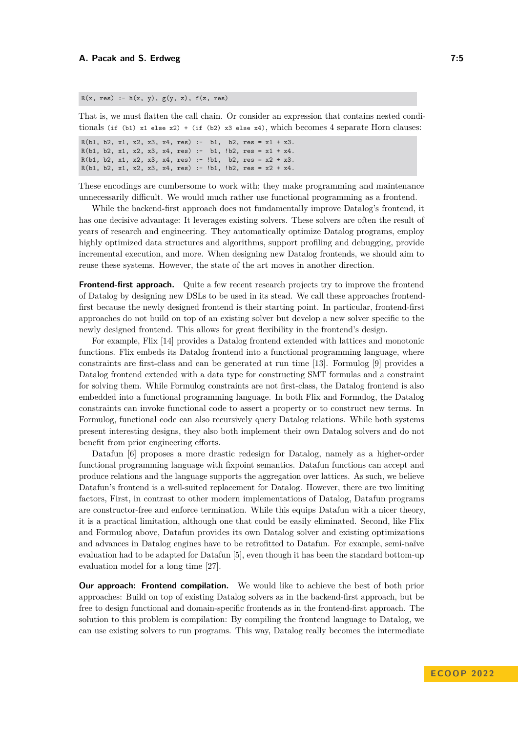```
R(x, res) :- h(x, y), g(y, z), f(z, res)
```

That is, we must flatten the call chain. Or consider an expression that contains nested conditionals `(if (b1) x1 else x2) + (if (b2) x3 else x4)`, which becomes 4 separate Horn clauses:

```
R(b1, b2, x1, x2, x3, x4, res) :-  b1,  b2, res = x1 + x3.
R(b1, b2, x1, x2, x3, x4, res) :-  b1, !b2, res = x1 + x4.
R(b1, b2, x1, x2, x3, x4, res) :- !b1,  b2, res = x2 + x3.
R(b1, b2, x1, x2, x3, x4, res) :- !b1, !b2, res = x2 + x4.
```

These encodings are cumbersome to work with; they make programming and maintenance unnecessarily difficult. We would much rather use functional programming as a frontend.

While the backend-first approach does not fundamentally improve Datalog's frontend, it has one decisive advantage: It leverages existing solvers. These solvers are often the result of years of research and engineering. They automatically optimize Datalog programs, employ highly optimized data structures and algorithms, support profiling and debugging, provide incremental execution, and more. When designing new Datalog frontends, we should aim to reuse these systems. However, the state of the art moves in another direction.

**Frontend-first approach.** Quite a few recent research projects try to improve the frontend of Datalog by designing new DSLs to be used in its stead. We call these approaches frontend-first because the newly designed frontend is their starting point. In particular, frontend-first approaches do not build on top of an existing solver but develop a new solver specific to the newly designed frontend. This allows for great flexibility in the frontend's design.

For example, Flix [14] provides a Datalog frontend extended with lattices and monotonic functions. Flix embeds its Datalog frontend into a functional programming language, where constraints are first-class and can be generated at run time [13]. Formulog [9] provides a Datalog frontend extended with a data type for constructing SMT formulas and a constraint for solving them. While Formulog constraints are not first-class, the Datalog frontend is also embedded into a functional programming language. In both Flix and Formulog, the Datalog constraints can invoke functional code to assert a property or to construct new terms. In Formulog, functional code can also recursively query Datalog relations. While both systems present interesting designs, they also both implement their own Datalog solvers and do not benefit from prior engineering efforts.

Datafun [6] proposes a more drastic redesign for Datalog, namely as a higher-order functional programming language with fixpoint semantics. Datafun functions can accept and produce relations and the language supports the aggregation over lattices. As such, we believe Datafun's frontend is a well-suited replacement for Datalog. However, there are two limiting factors, First, in contrast to other modern implementations of Datalog, Datafun programs are constructor-free and enforce termination. While this equips Datafun with a nicer theory, it is a practical limitation, although one that could be easily eliminated. Second, like Flix and Formulog above, Datafun provides its own Datalog solver and existing optimizations and advances in Datalog engines have to be retrofitted to Datafun. For example, semi-naïve evaluation had to be adapted for Datafun [5], even though it has been the standard bottom-up evaluation model for a long time [27].

**Our approach: Frontend compilation.** We would like to achieve the best of both prior approaches: Build on top of existing Datalog solvers as in the backend-first approach, but be free to design functional and domain-specific frontends as in the frontend-first approach. The solution to this problem is compilation: By compiling the frontend language to Datalog, we can use existing solvers to run programs. This way, Datalog really becomes the intermediate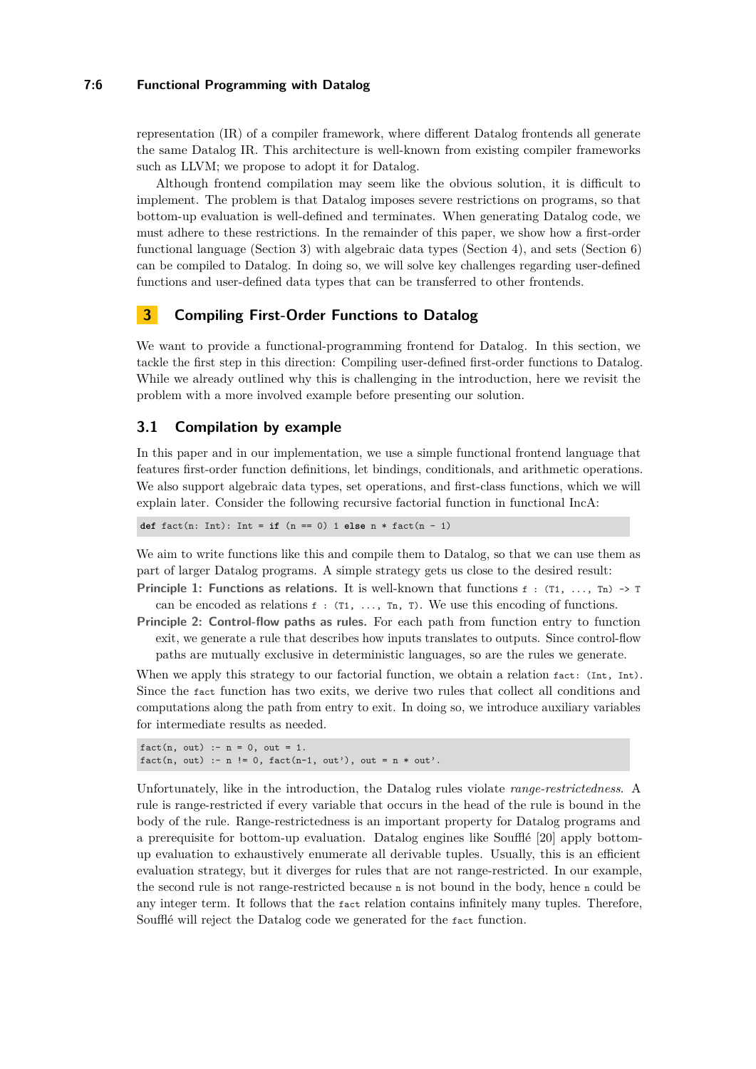representation (IR) of a compiler framework, where different Datalog frontends all generate the same Datalog IR. This architecture is well-known from existing compiler frameworks such as LLVM; we propose to adopt it for Datalog.

Although frontend compilation may seem like the obvious solution, it is difficult to implement. The problem is that Datalog imposes severe restrictions on programs, so that bottom-up evaluation is well-defined and terminates. When generating Datalog code, we must adhere to these restrictions. In the remainder of this paper, we show how a first-order functional language (Section 3) with algebraic data types (Section 4), and sets (Section 6) can be compiled to Datalog. In doing so, we will solve key challenges regarding user-defined functions and user-defined data types that can be transferred to other frontends.

## 3 Compiling First-Order Functions to Datalog

We want to provide a functional-programming frontend for Datalog. In this section, we tackle the first step in this direction: Compiling user-defined first-order functions to Datalog. While we already outlined why this is challenging in the introduction, here we revisit the problem with a more involved example before presenting our solution.

### 3.1 Compilation by example

In this paper and in our implementation, we use a simple functional frontend language that features first-order function definitions, let bindings, conditionals, and arithmetic operations. We also support algebraic data types, set operations, and first-class functions, which we will explain later. Consider the following recursive factorial function in functional IncA:

```
def fact(n: Int): Int = if (n == 0) 1 else n * fact(n - 1)
```

We aim to write functions like this and compile them to Datalog, so that we can use them as part of larger Datalog programs. A simple strategy gets us close to the desired result:

**Principle 1: Functions as relations.** It is well-known that functions `f : (T1, ..., Tn) -> T` can be encoded as relations `f : (T1, ..., Tn, T)`. We use this encoding of functions.

**Principle 2: Control-flow paths as rules.** For each path from function entry to function exit, we generate a rule that describes how inputs translates to outputs. Since control-flow paths are mutually exclusive in deterministic languages, so are the rules we generate.

When we apply this strategy to our factorial function, we obtain a relation `fact: (Int, Int)`. Since the `fact` function has two exits, we derive two rules that collect all conditions and computations along the path from entry to exit. In doing so, we introduce auxiliary variables for intermediate results as needed.

```
fact(n, out) :- n = 0, out = 1.
fact(n, out) :- n != 0, fact(n-1, out'), out = n * out'.
```

Unfortunately, like in the introduction, the Datalog rules violate *range-restrictedness*. A rule is range-restricted if every variable that occurs in the head of the rule is bound in the body of the rule. Range-restrictedness is an important property for Datalog programs and a prerequisite for bottom-up evaluation. Datalog engines like Soufflé [20] apply bottom-up evaluation to exhaustively enumerate all derivable tuples. Usually, this is an efficient evaluation strategy, but it diverges for rules that are not range-restricted. In our example, the second rule is not range-restricted because `n` is not bound in the body, hence `n` could be any integer term. It follows that the `fact` relation contains infinitely many tuples. Therefore, Soufflé will reject the Datalog code we generated for the `fact` function.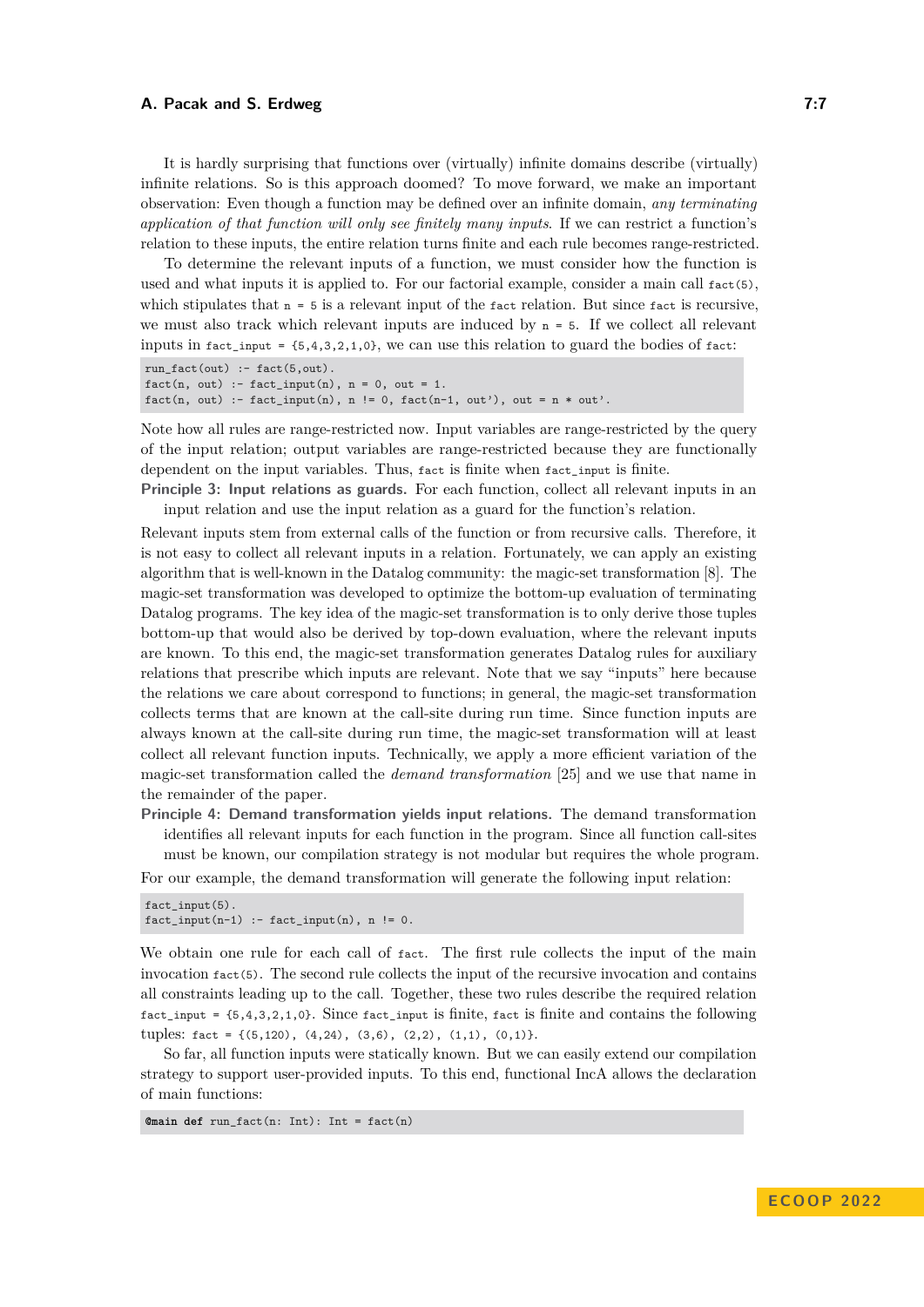It is hardly surprising that functions over (virtually) infinite domains describe (virtually) infinite relations. So is this approach doomed? To move forward, we make an important observation: Even though a function may be defined over an infinite domain, *any terminating application of that function will only see finitely many inputs*. If we can restrict a function's relation to these inputs, the entire relation turns finite and each rule becomes range-restricted.

To determine the relevant inputs of a function, we must consider how the function is used and what inputs it is applied to. For our factorial example, consider a main call `fact(5)`, which stipulates that `n = 5` is a relevant input of the `fact` relation. But since `fact` is recursive, we must also track which relevant inputs are induced by `n = 5`. If we collect all relevant inputs in `fact_input = {5,4,3,2,1,0}`, we can use this relation to guard the bodies of `fact`:

```
run_fact(out) :- fact(5,out).
fact(n, out) :- fact_input(n), n = 0, out = 1.
fact(n, out) :- fact_input(n), n != 0, fact(n-1, out'), out = n * out'.
```

Note how all rules are range-restricted now. Input variables are range-restricted by the query of the input relation; output variables are range-restricted because they are functionally dependent on the input variables. Thus, `fact` is finite when `fact_input` is finite.

**Principle 3: Input relations as guards.** For each function, collect all relevant inputs in an input relation and use the input relation as a guard for the function's relation.

Relevant inputs stem from external calls of the function or from recursive calls. Therefore, it is not easy to collect all relevant inputs in a relation. Fortunately, we can apply an existing algorithm that is well-known in the Datalog community: the magic-set transformation [8]. The magic-set transformation was developed to optimize the bottom-up evaluation of terminating Datalog programs. The key idea of the magic-set transformation is to only derive those tuples bottom-up that would also be derived by top-down evaluation, where the relevant inputs are known. To this end, the magic-set transformation generates Datalog rules for auxiliary relations that prescribe which inputs are relevant. Note that we say "inputs" here because the relations we care about correspond to functions; in general, the magic-set transformation collects terms that are known at the call-site during run time. Since function inputs are always known at the call-site during run time, the magic-set transformation will at least collect all relevant function inputs. Technically, we apply a more efficient variation of the magic-set transformation called the *demand transformation* [25] and we use that name in the remainder of the paper.

**Principle 4: Demand transformation yields input relations.** The demand transformation identifies all relevant inputs for each function in the program. Since all function call-sites must be known, our compilation strategy is not modular but requires the whole program.

For our example, the demand transformation will generate the following input relation:

```
fact_input(5).
fact_input(n-1) :- fact_input(n), n != 0.
```

We obtain one rule for each call of `fact`. The first rule collects the input of the main invocation `fact(5)`. The second rule collects the input of the recursive invocation and contains all constraints leading up to the call. Together, these two rules describe the required relation `fact_input = {5,4,3,2,1,0}`. Since `fact_input` is finite, `fact` is finite and contains the following tuples: `fact = {(5,120), (4,24), (3,6), (2,2), (1,1), (0,1)}`.

So far, all function inputs were statically known. But we can easily extend our compilation strategy to support user-provided inputs. To this end, functional IncA allows the declaration of main functions:

```
@main def run_fact(n: Int): Int = fact(n)
```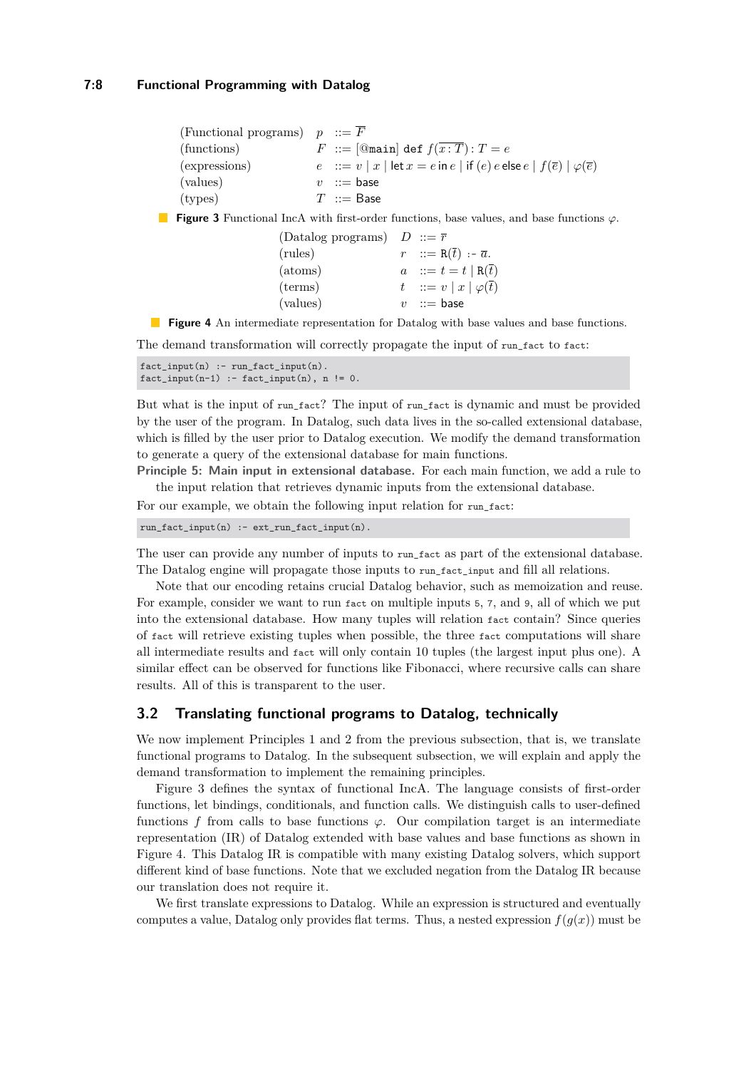$$
\begin{array}{llll}
\text{(Functional programs)} & p & ::= & \overline{F} \\
\text{(functions)} & F & ::= & [\texttt{@main}]\ \texttt{def}\ f(\overline{x:T}) : T = e \\
\text{(expressions)} & e & ::= & v \mid x \mid \mathsf{let}\ x = e\ \mathsf{in}\ e \mid \mathsf{if}\ (e)\ e\ \mathsf{else}\ e \mid f(\overline{e}) \mid \varphi(\overline{e}) \\
\text{(values)} & v & ::= & \mathsf{base} \\
\text{(types)} & T & ::= & \mathsf{Base}
\end{array}
$$

**Figure 3** Functional IncA with first-order functions, base values, and base functions $\varphi$.

$$
\begin{array}{llll}
\text{(Datalog programs)} & D & ::= & \overline{r} \\
\text{(rules)} & r & ::= & \mathtt{R}(\overline{t})\ \texttt{:-}\ \overline{a}. \\
\text{(atoms)} & a & ::= & t = t \mid \mathtt{R}(\overline{t}) \\
\text{(terms)} & t & ::= & v \mid x \mid \varphi(\overline{t}) \\
\text{(values)} & v & ::= & \mathsf{base}
\end{array}
$$

**Figure 4** An intermediate representation for Datalog with base values and base functions.

The demand transformation will correctly propagate the input of `run_fact` to `fact`:

```
fact_input(n) :- run_fact_input(n).
fact_input(n-1) :- fact_input(n), n != 0.
```

But what is the input of `run_fact`? The input of `run_fact` is dynamic and must be provided by the user of the program. In Datalog, such data lives in the so-called extensional database, which is filled by the user prior to Datalog execution. We modify the demand transformation to generate a query of the extensional database for main functions.

**Principle 5: Main input in extensional database.** For each main function, we add a rule to the input relation that retrieves dynamic inputs from the extensional database.

For our example, we obtain the following input relation for `run_fact`:

```
run_fact_input(n) :- ext_run_fact_input(n).
```

The user can provide any number of inputs to `run_fact` as part of the extensional database. The Datalog engine will propagate those inputs to `run_fact_input` and fill all relations.

Note that our encoding retains crucial Datalog behavior, such as memoization and reuse. For example, consider we want to run `fact` on multiple inputs `5`, `7`, and `9`, all of which we put into the extensional database. How many tuples will relation `fact` contain? Since queries of `fact` will retrieve existing tuples when possible, the three `fact` computations will share all intermediate results and `fact` will only contain 10 tuples (the largest input plus one). A similar effect can be observed for functions like Fibonacci, where recursive calls can share results. All of this is transparent to the user.

## 3.2 Translating functional programs to Datalog, technically

We now implement Principles 1 and 2 from the previous subsection, that is, we translate functional programs to Datalog. In the subsequent subsection, we will explain and apply the demand transformation to implement the remaining principles.

Figure 3 defines the syntax of functional IncA. The language consists of first-order functions, let bindings, conditionals, and function calls. We distinguish calls to user-defined functions $f$ from calls to base functions $\varphi$. Our compilation target is an intermediate representation (IR) of Datalog extended with base values and base functions as shown in Figure 4. This Datalog IR is compatible with many existing Datalog solvers, which support different kind of base functions. Note that we excluded negation from the Datalog IR because our translation does not require it.

We first translate expressions to Datalog. While an expression is structured and eventually computes a value, Datalog only provides flat terms. Thus, a nested expression $f(g(x))$ must be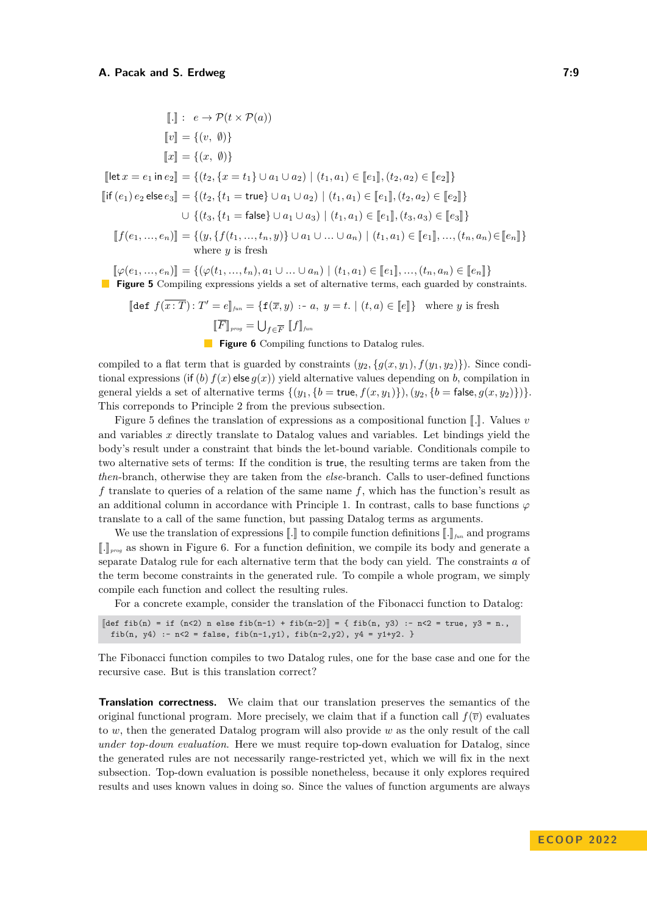$$
\begin{aligned}
[\![.]\!] &: \; e \to \mathcal{P}(t \times \mathcal{P}(a)) \\
[\![v]\!] &= \{(v, \; \emptyset)\} \\
[\![x]\!] &= \{(x, \; \emptyset)\} \\
[\![\mathsf{let}\, x = e_1 \,\mathsf{in}\, e_2]\!] &= \{(t_2, \{x = t_1\} \cup a_1 \cup a_2) \mid (t_1, a_1) \in [\![e_1]\!], (t_2, a_2) \in [\![e_2]\!]\} \\
[\![\mathsf{if}\,(e_1)\, e_2 \,\mathsf{else}\, e_3]\!] &= \{(t_2, \{t_1 = \mathsf{true}\} \cup a_1 \cup a_2) \mid (t_1, a_1) \in [\![e_1]\!], (t_2, a_2) \in [\![e_2]\!]\} \\
&\quad \cup \{(t_3, \{t_1 = \mathsf{false}\} \cup a_1 \cup a_3) \mid (t_1, a_1) \in [\![e_1]\!], (t_3, a_3) \in [\![e_3]\!]\} \\
[\![f(e_1, \ldots, e_n)]\!] &= \{(y, \{f(t_1, \ldots, t_n, y)\} \cup a_1 \cup \ldots \cup a_n) \mid (t_1, a_1) \in [\![e_1]\!], \ldots, (t_n, a_n) \in [\![e_n]\!]\} \\
&\quad \text{where } y \text{ is fresh} \\
[\![\varphi(e_1, \ldots, e_n)]\!] &= \{(\varphi(t_1, \ldots, t_n), a_1 \cup \ldots \cup a_n) \mid (t_1, a_1) \in [\![e_1]\!], \ldots, (t_n, a_n) \in [\![e_n]\!]\}
\end{aligned}
$$

**Figure 5** Compiling expressions yields a set of alternative terms, each guarded by constraints.

$$
[\![\mathtt{def}\ f(\overline{x : T}) : T' = e]\!]_{fun} = \{\mathtt{f}(\overline{x}, y) \text{ :- } a,\ y = t. \mid (t, a) \in [\![e]\!]\} \quad \text{where } y \text{ is fresh}
$$

$$
[\![\overline{F}]\!]_{prog} = \textstyle\bigcup_{f \in \overline{F}} [\![f]\!]_{fun}
$$

**Figure 6** Compiling functions to Datalog rules.

compiled to a flat term that is guarded by constraints $(y_2, \{g(x, y_1), f(y_1, y_2)\})$. Since conditional expressions $(\mathsf{if}\ (b)\ f(x)\ \mathsf{else}\ g(x))$ yield alternative values depending on $b$, compilation in general yields a set of alternative terms $\{(y_1, \{b = \mathsf{true}, f(x, y_1)\}), (y_2, \{b = \mathsf{false}, g(x, y_2)\})\}$. This correponds to Principle 2 from the previous subsection.

Figure 5 defines the translation of expressions as a compositional function $[\![.]\!]$. Values $v$ and variables $x$ directly translate to Datalog values and variables. Let bindings yield the body's result under a constraint that binds the let-bound variable. Conditionals compile to two alternative sets of terms: If the condition is $\mathsf{true}$, the resulting terms are taken from the *then*-branch, otherwise they are taken from the *else*-branch. Calls to user-defined functions $f$ translate to queries of a relation of the same name $f$, which has the function's result as an additional column in accordance with Principle 1. In contrast, calls to base functions $\varphi$ translate to a call of the same function, but passing Datalog terms as arguments.

We use the translation of expressions $[\![.]\!]$ to compile function definitions $[\![.]\!]_{fun}$ and programs $[\![.]\!]_{prog}$ as shown in Figure 6. For a function definition, we compile its body and generate a separate Datalog rule for each alternative term that the body can yield. The constraints $a$ of the term become constraints in the generated rule. To compile a whole program, we simply compile each function and collect the resulting rules.

For a concrete example, consider the translation of the Fibonacci function to Datalog:

```
⟦def fib(n) = if (n<2) n else fib(n-1) + fib(n-2)⟧ = { fib(n, y3) :- n<2 = true, y3 = n.,
  fib(n, y4) :- n<2 = false, fib(n-1,y1), fib(n-2,y2), y4 = y1+y2. }
```

The Fibonacci function compiles to two Datalog rules, one for the base case and one for the recursive case. But is this translation correct?

**Translation correctness.** We claim that our translation preserves the semantics of the original functional program. More precisely, we claim that if a function call $f(\overline{v})$ evaluates to $w$, then the generated Datalog program will also provide $w$ as the only result of the call *under top-down evaluation*. Here we must require top-down evaluation for Datalog, since the generated rules are not necessarily range-restricted yet, which we will fix in the next subsection. Top-down evaluation is possible nonetheless, because it only explores required results and uses known values in doing so. Since the values of function arguments are always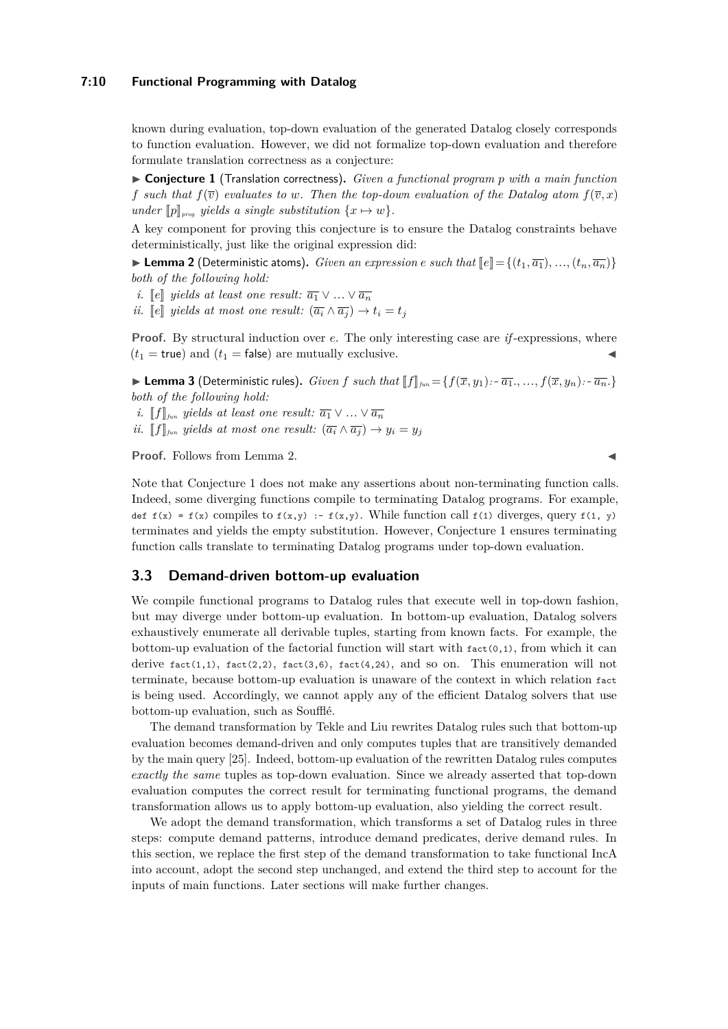known during evaluation, top-down evaluation of the generated Datalog closely corresponds to function evaluation. However, we did not formalize top-down evaluation and therefore formulate translation correctness as a conjecture:

▶ **Conjecture 1** (Translation correctness)**.** *Given a functional program $p$ with a main function $f$ such that $f(\overline{v})$ evaluates to $w$. Then the top-down evaluation of the Datalog atom $f(\overline{v}, x)$ under $[\![p]\!]_{prog}$ yields a single substitution $\{x \mapsto w\}$.*

A key component for proving this conjecture is to ensure the Datalog constraints behave deterministically, just like the original expression did:

▶ **Lemma 2** (Deterministic atoms)**.** *Given an expression $e$ such that $[\![e]\!] = \{(t_1, \overline{a_1}), \ldots, (t_n, \overline{a_n})\}$ both of the following hold:*

*i. $[\![e]\!]$ yields at least one result: $\overline{a_1} \vee \ldots \vee \overline{a_n}$*
*ii. $[\![e]\!]$ yields at most one result: $(\overline{a_i} \wedge \overline{a_j}) \rightarrow t_i = t_j$*

**Proof.** By structural induction over $e$. The only interesting case are *if*-expressions, where $(t_1 = \mathsf{true})$ and $(t_1 = \mathsf{false})$ are mutually exclusive. ◀

▶ **Lemma 3** (Deterministic rules)**.** *Given $f$ such that $[\![f]\!]_{fun} = \{f(\overline{x}, y_1)\,\text{:-}\,\overline{a_1}., \ldots, f(\overline{x}, y_n)\,\text{:-}\,\overline{a_n}.\}$ both of the following hold:*

*i. $[\![f]\!]_{fun}$ yields at least one result: $\overline{a_1} \vee \ldots \vee \overline{a_n}$*
*ii. $[\![f]\!]_{fun}$ yields at most one result: $(\overline{a_i} \wedge \overline{a_j}) \rightarrow y_i = y_j$*

**Proof.** Follows from Lemma 2. ◀

Note that Conjecture 1 does not make any assertions about non-terminating function calls. Indeed, some diverging functions compile to terminating Datalog programs. For example, `def f(x) = f(x)` compiles to `f(x,y) :- f(x,y).` While function call `f(1)` diverges, query `f(1, y)` terminates and yields the empty substitution. However, Conjecture 1 ensures terminating function calls translate to terminating Datalog programs under top-down evaluation.

## 3.3 Demand-driven bottom-up evaluation

We compile functional programs to Datalog rules that execute well in top-down fashion, but may diverge under bottom-up evaluation. In bottom-up evaluation, Datalog solvers exhaustively enumerate all derivable tuples, starting from known facts. For example, the bottom-up evaluation of the factorial function will start with `fact(0,1)`, from which it can derive `fact(1,1)`, `fact(2,2)`, `fact(3,6)`, `fact(4,24)`, and so on. This enumeration will not terminate, because bottom-up evaluation is unaware of the context in which relation `fact` is being used. Accordingly, we cannot apply any of the efficient Datalog solvers that use bottom-up evaluation, such as Soufflé.

The demand transformation by Tekle and Liu rewrites Datalog rules such that bottom-up evaluation becomes demand-driven and only computes tuples that are transitively demanded by the main query [25]. Indeed, bottom-up evaluation of the rewritten Datalog rules computes *exactly the same* tuples as top-down evaluation. Since we already asserted that top-down evaluation computes the correct result for terminating functional programs, the demand transformation allows us to apply bottom-up evaluation, also yielding the correct result.

We adopt the demand transformation, which transforms a set of Datalog rules in three steps: compute demand patterns, introduce demand predicates, derive demand rules. In this section, we replace the first step of the demand transformation to take functional IncA into account, adopt the second step unchanged, and extend the third step to account for the inputs of main functions. Later sections will make further changes.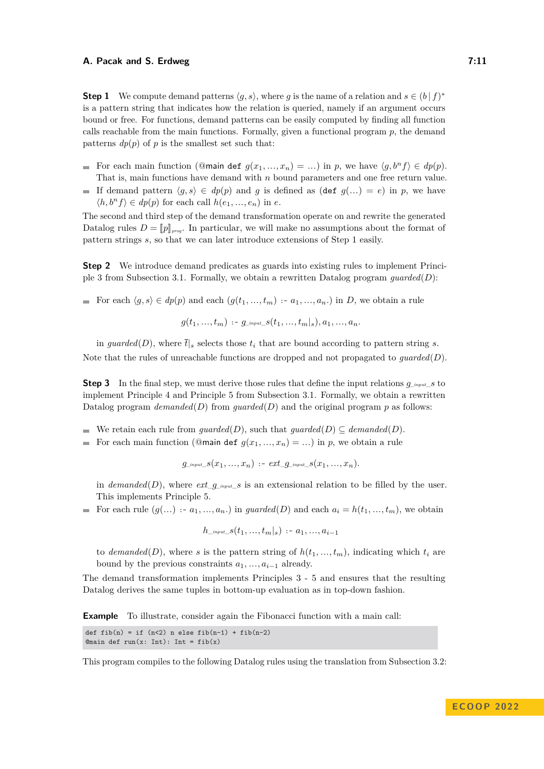**Step 1** We compute demand patterns $\langle g, s\rangle$, where $g$ is the name of a relation and $s \in (b\,|\,f)^*$ is a pattern string that indicates how the relation is queried, namely if an argument occurs bound or free. For functions, demand patterns can be easily computed by finding all function calls reachable from the main functions. Formally, given a functional program $p$, the demand patterns $dp(p)$ of $p$ is the smallest set such that:

- For each main function (`@main def` $g(x_1, \dots, x_n) = \dots$) in $p$, we have $\langle g, b^n f\rangle \in dp(p)$. That is, main functions have demand with $n$ bound parameters and one free return value.
- If demand pattern $\langle g, s\rangle \in dp(p)$ and $g$ is defined as (`def` $g(\dots) = e$) in $p$, we have $\langle h, b^n f\rangle \in dp(p)$ for each call $h(e_1, \dots, e_n)$ in $e$.

The second and third step of the demand transformation operate on and rewrite the generated Datalog rules $D = [\![p]\!]_{prog}$. In particular, we will make no assumptions about the format of pattern strings $s$, so that we can later introduce extensions of Step 1 easily.

**Step 2** We introduce demand predicates as guards into existing rules to implement Principle 3 from Subsection 3.1. Formally, we obtain a rewritten Datalog program $guarded(D)$:

- For each $\langle g, s\rangle \in dp(p)$ and each $(g(t_1, \dots, t_m)$ :- $a_1, \dots, a_n.)$ in $D$, we obtain a rule

$$g(t_1, \dots, t_m) \text{ :- } g\_{\scriptstyle input}\_s(t_1, \dots, t_m|_s), a_1, \dots, a_n.$$

  in $guarded(D)$, where $\overline{t}|_s$ selects those $t_i$ that are bound according to pattern string $s$.

Note that the rules of unreachable functions are dropped and not propagated to $guarded(D)$.

**Step 3** In the final step, we must derive those rules that define the input relations $g\_{\scriptstyle input}\_s$ to implement Principle 4 and Principle 5 from Subsection 3.1. Formally, we obtain a rewritten Datalog program $demanded(D)$ from $guarded(D)$ and the original program $p$ as follows:

- We retain each rule from $guarded(D)$, such that $guarded(D) \subseteq demanded(D)$.
- For each main function (`@main def` $g(x_1, \dots, x_n) = \dots$) in $p$, we obtain a rule

$$g\_{\scriptstyle input}\_s(x_1, \dots, x_n) \text{ :- } ext\_g\_{\scriptstyle input}\_s(x_1, \dots, x_n).$$

  in $demanded(D)$, where $ext\_g\_{\scriptstyle input}\_s$ is an extensional relation to be filled by the user. This implements Principle 5.
- For each rule $(g(\dots)$ :- $a_1, \dots, a_n.)$ in $guarded(D)$ and each $a_i = h(t_1, \dots, t_m)$, we obtain

$$h\_{\scriptstyle input}\_s(t_1, \dots, t_m|_s) \text{ :- } a_1, \dots, a_{i-1}$$

  to $demanded(D)$, where $s$ is the pattern string of $h(t_1, \dots, t_m)$, indicating which $t_i$ are bound by the previous constraints $a_1, \dots, a_{i-1}$ already.

The demand transformation implements Principles 3 - 5 and ensures that the resulting Datalog derives the same tuples in bottom-up evaluation as in top-down fashion.

**Example** To illustrate, consider again the Fibonacci function with a main call:

```
def fib(n) = if (n<2) n else fib(n-1) + fib(n-2)
@main def run(x: Int): Int = fib(x)
```

This program compiles to the following Datalog rules using the translation from Subsection 3.2: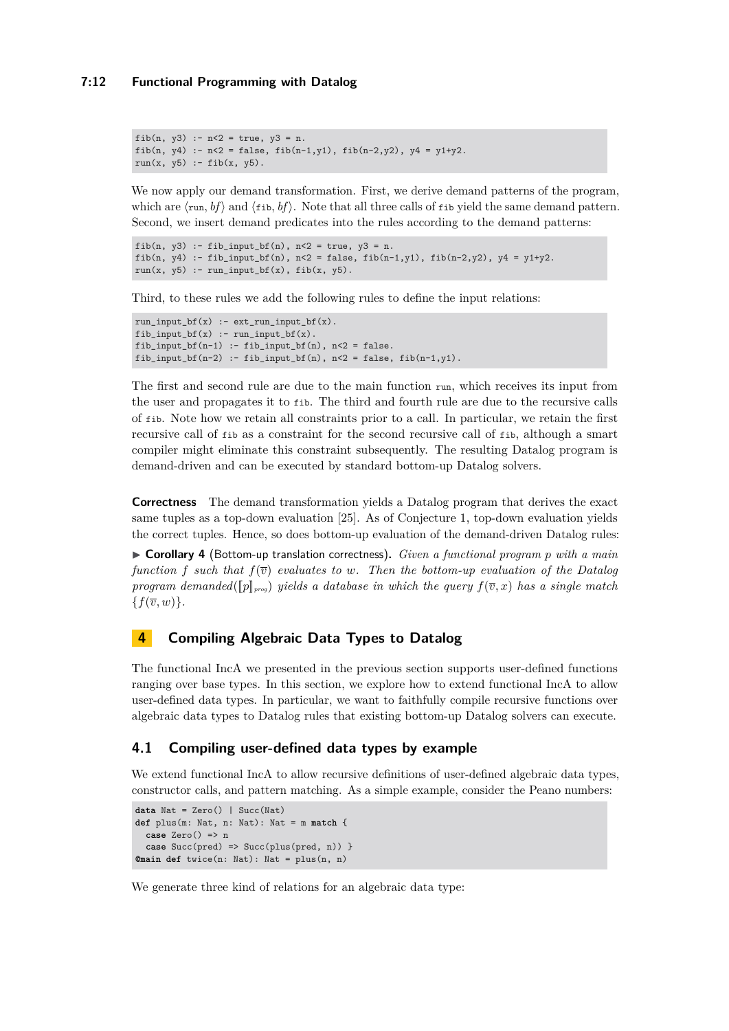```
fib(n, y3) :- n<2 = true, y3 = n.
fib(n, y4) :- n<2 = false, fib(n-1,y1), fib(n-2,y2), y4 = y1+y2.
run(x, y5) :- fib(x, y5).
```

We now apply our demand transformation. First, we derive demand patterns of the program, which are $\langle$`run`$, bf\rangle$ and $\langle$`fib`$, bf\rangle$. Note that all three calls of `fib` yield the same demand pattern. Second, we insert demand predicates into the rules according to the demand patterns:

```
fib(n, y3) :- fib_input_bf(n), n<2 = true, y3 = n.
fib(n, y4) :- fib_input_bf(n), n<2 = false, fib(n-1,y1), fib(n-2,y2), y4 = y1+y2.
run(x, y5) :- run_input_bf(x), fib(x, y5).
```

Third, to these rules we add the following rules to define the input relations:

```
run_input_bf(x) :- ext_run_input_bf(x).
fib_input_bf(x) :- run_input_bf(x).
fib_input_bf(n-1) :- fib_input_bf(n), n<2 = false.
fib_input_bf(n-2) :- fib_input_bf(n), n<2 = false, fib(n-1,y1).
```

The first and second rule are due to the main function `run`, which receives its input from the user and propagates it to `fib`. The third and fourth rule are due to the recursive calls of `fib`. Note how we retain all constraints prior to a call. In particular, we retain the first recursive call of `fib` as a constraint for the second recursive call of `fib`, although a smart compiler might eliminate this constraint subsequently. The resulting Datalog program is demand-driven and can be executed by standard bottom-up Datalog solvers.

**Correctness** The demand transformation yields a Datalog program that derives the exact same tuples as a top-down evaluation [25]. As of Conjecture 1, top-down evaluation yields the correct tuples. Hence, so does bottom-up evaluation of the demand-driven Datalog rules:

▶ **Corollary 4** (Bottom-up translation correctness). *Given a functional program $p$ with a main function $f$ such that $f(\overline{v})$ evaluates to $w$. Then the bottom-up evaluation of the Datalog program demanded($[\![p]\!]_{prog}$) yields a database in which the query $f(\overline{v}, x)$ has a single match $\{f(\overline{v}, w)\}$.*

# 4 Compiling Algebraic Data Types to Datalog

The functional IncA we presented in the previous section supports user-defined functions ranging over base types. In this section, we explore how to extend functional IncA to allow user-defined data types. In particular, we want to faithfully compile recursive functions over algebraic data types to Datalog rules that existing bottom-up Datalog solvers can execute.

## 4.1 Compiling user-defined data types by example

We extend functional IncA to allow recursive definitions of user-defined algebraic data types, constructor calls, and pattern matching. As a simple example, consider the Peano numbers:

```
data Nat = Zero() | Succ(Nat)
def plus(m: Nat, n: Nat): Nat = m match {
  case Zero() => n
  case Succ(pred) => Succ(plus(pred, n)) }
@main def twice(n: Nat): Nat = plus(n, n)
```

We generate three kind of relations for an algebraic data type: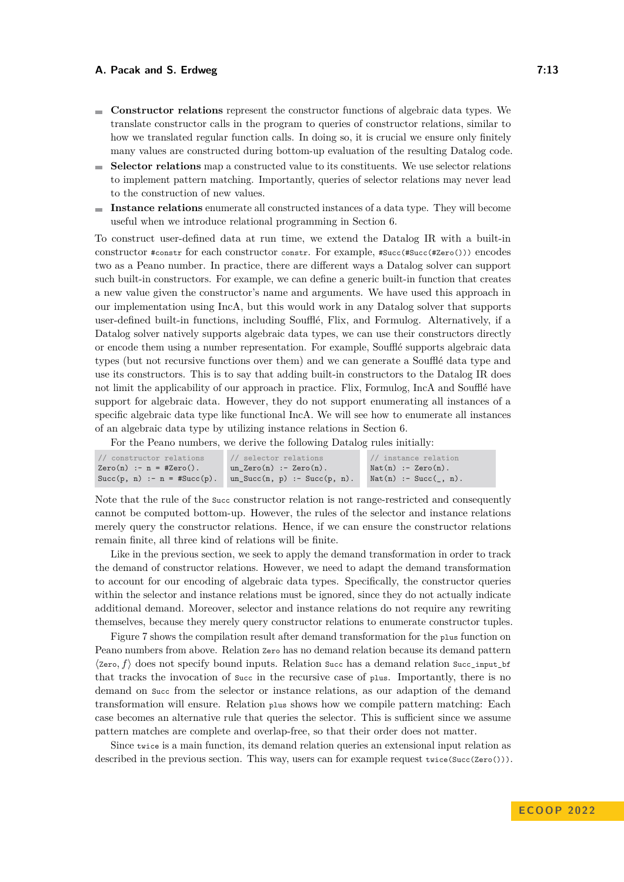- **Constructor relations** represent the constructor functions of algebraic data types. We translate constructor calls in the program to queries of constructor relations, similar to how we translated regular function calls. In doing so, it is crucial we ensure only finitely many values are constructed during bottom-up evaluation of the resulting Datalog code.
- **Selector relations** map a constructed value to its constituents. We use selector relations to implement pattern matching. Importantly, queries of selector relations may never lead to the construction of new values.
- **Instance relations** enumerate all constructed instances of a data type. They will become useful when we introduce relational programming in Section 6.

To construct user-defined data at run time, we extend the Datalog IR with a built-in constructor `#constr` for each constructor `constr`. For example, `#Succ(#Succ(#Zero()))` encodes two as a Peano number. In practice, there are different ways a Datalog solver can support such built-in constructors. For example, we can define a generic built-in function that creates a new value given the constructor's name and arguments. We have used this approach in our implementation using IncA, but this would work in any Datalog solver that supports user-defined built-in functions, including Soufflé, Flix, and Formulog. Alternatively, if a Datalog solver natively supports algebraic data types, we can use their constructors directly or encode them using a number representation. For example, Soufflé supports algebraic data types (but not recursive functions over them) and we can generate a Soufflé data type and use its constructors. This is to say that adding built-in constructors to the Datalog IR does not limit the applicability of our approach in practice. Flix, Formulog, IncA and Soufflé have support for algebraic data. However, they do not support enumerating all instances of a specific algebraic data type like functional IncA. We will see how to enumerate all instances of an algebraic data type by utilizing instance relations in Section 6.

For the Peano numbers, we derive the following Datalog rules initially:

```
// constructor relations
Zero(n) :- n = #Zero().
Succ(p, n) :- n = #Succ(p).
```

```
// selector relations
un_Zero(n) :- Zero(n).
un_Succ(n, p) :- Succ(p, n).
```

```
// instance relation
Nat(n) :- Zero(n).
Nat(n) :- Succ(_, n).
```

Note that the rule of the `Succ` constructor relation is not range-restricted and consequently cannot be computed bottom-up. However, the rules of the selector and instance relations merely query the constructor relations. Hence, if we can ensure the constructor relations remain finite, all three kind of relations will be finite.

Like in the previous section, we seek to apply the demand transformation in order to track the demand of constructor relations. However, we need to adapt the demand transformation to account for our encoding of algebraic data types. Specifically, the constructor queries within the selector and instance relations must be ignored, since they do not actually indicate additional demand. Moreover, selector and instance relations do not require any rewriting themselves, because they merely query constructor relations to enumerate constructor tuples.

Figure 7 shows the compilation result after demand transformation for the `plus` function on Peano numbers from above. Relation `Zero` has no demand relation because its demand pattern $\langle$`Zero`$, f\rangle$ does not specify bound inputs. Relation `Succ` has a demand relation `Succ_input_bf` that tracks the invocation of `Succ` in the recursive case of `plus`. Importantly, there is no demand on `Succ` from the selector or instance relations, as our adaption of the demand transformation will ensure. Relation `plus` shows how we compile pattern matching: Each case becomes an alternative rule that queries the selector. This is sufficient since we assume pattern matches are complete and overlap-free, so that their order does not matter.

Since `twice` is a main function, its demand relation queries an extensional input relation as described in the previous section. This way, users can for example request `twice(Succ(Zero()))`.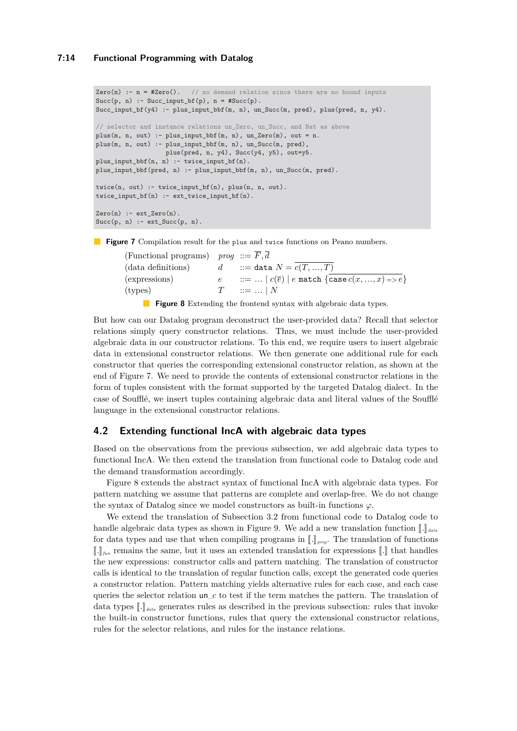```
Zero(n) :- n = #Zero().   // no demand relation since there are no bound inputs
Succ(p, n) :- Succ_input_bf(p), n = #Succ(p).
Succ_input_bf(y4) :- plus_input_bbf(m, n), un_Succ(m, pred), plus(pred, n, y4).

// selector and instance relations un_Zero, un_Succ, and Nat as above
plus(m, n, out) :- plus_input_bbf(m, n), un_Zero(m), out = n.
plus(m, n, out) :- plus_input_bbf(m, n), un_Succ(m, pred),
                   plus(pred, n, y4), Succ(y4, y5), out=y5.
plus_input_bbf(n, n) :- twice_input_bf(n).
plus_input_bbf(pred, n) :- plus_input_bbf(m, n), un_Succ(m, pred).

twice(n, out) :- twice_input_bf(n), plus(n, n, out).
twice_input_bf(n) :- ext_twice_input_bf(n).

Zero(n) :- ext_Zero(n).
Succ(p, n) :- ext_Succ(p, n).
```

**Figure 7** Compilation result for the `plus` and `twice` functions on Peano numbers.

| | | | |
|---|---|---|---|
| (Functional programs) | *prog* | ::= | $\overline{F}, \overline{d}$ |
| (data definitions) | $d$ | ::= | `data` $N = \overline{c(T, \ldots, T)}$ |
| (expressions) | $e$ | ::= | $\ldots \mid c(\overline{e}) \mid e$ `match` $\{\overline{\texttt{case}\, c(x, \ldots, x) \texttt{=>} e}\}$ |
| (types) | $T$ | ::= | $\ldots \mid N$ |

**Figure 8** Extending the frontend syntax with algebraic data types.

But how can our Datalog program deconstruct the user-provided data? Recall that selector relations simply query constructor relations. Thus, we must include the user-provided algebraic data in our constructor relations. To this end, we require users to insert algebraic data in extensional constructor relations. We then generate one additional rule for each constructor that queries the corresponding extensional constructor relation, as shown at the end of Figure 7. We need to provide the contents of extensional constructor relations in the form of tuples consistent with the format supported by the targeted Datalog dialect. In the case of Soufflé, we insert tuples containing algebraic data and literal values of the Soufflé language in the extensional constructor relations.

## 4.2 Extending functional IncA with algebraic data types

Based on the observations from the previous subsection, we add algebraic data types to functional IncA. We then extend the translation from functional code to Datalog code and the demand transformation accordingly.

Figure 8 extends the abstract syntax of functional IncA with algebraic data types. For pattern matching we assume that patterns are complete and overlap-free. We do not change the syntax of Datalog since we model constructors as built-in functions $\varphi$.

We extend the translation of Subsection 3.2 from functional code to Datalog code to handle algebraic data types as shown in Figure 9. We add a new translation function $[\![.]\!]_{data}$ for data types and use that when compiling programs in $[\![.]\!]_{prog}$. The translation of functions $[\![.]\!]_{fun}$ remains the same, but it uses an extended translation for expressions $[\![.]\!]$ that handles the new expressions: constructor calls and pattern matching. The translation of constructor calls is identical to the translation of regular function calls, except the generated code queries a constructor relation. Pattern matching yields alternative rules for each case, and each case queries the selector relation `un_`$c$ to test if the term matches the pattern. The translation of data types $[\![.]\!]_{data}$ generates rules as described in the previous subsection: rules that invoke the built-in constructor functions, rules that query the extensional constructor relations, rules for the selector relations, and rules for the instance relations.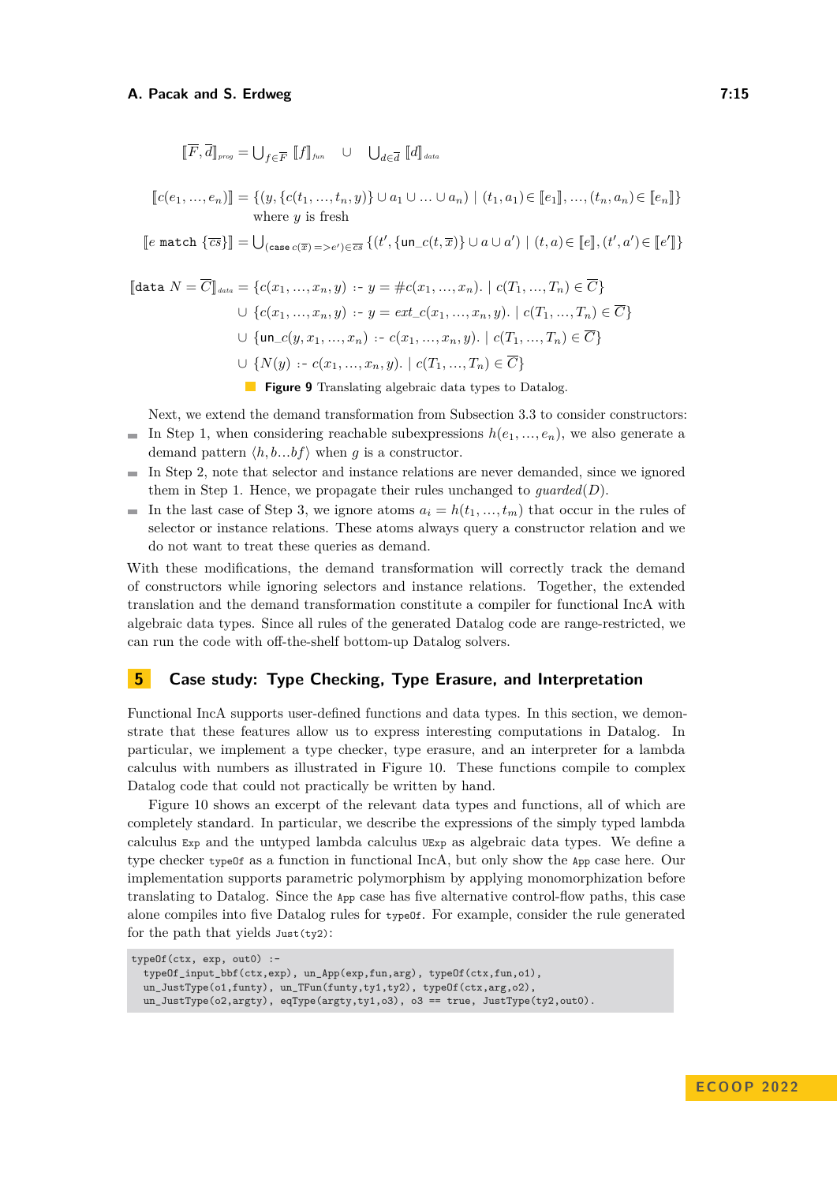$$\llbracket \overline{F}, \overline{d} \rrbracket_{prog} = \bigcup_{f \in \overline{F}} \llbracket f \rrbracket_{fun} \quad \cup \quad \bigcup_{d \in \overline{d}} \llbracket d \rrbracket_{data}$$

$$\llbracket c(e_1, \ldots, e_n) \rrbracket = \{(y, \{c(t_1, \ldots, t_n, y)\} \cup a_1 \cup \ldots \cup a_n) \mid (t_1, a_1) \in \llbracket e_1 \rrbracket, \ldots, (t_n, a_n) \in \llbracket e_n \rrbracket\}$$
where $y$ is fresh

$$\llbracket e \texttt{ match } \{\overline{cs}\} \rrbracket = \bigcup_{(\texttt{case } c(\overline{x}) => e') \in \overline{cs}} \{(t', \{\texttt{un\_}c(t, \overline{x})\} \cup a \cup a') \mid (t, a) \in \llbracket e \rrbracket, (t', a') \in \llbracket e' \rrbracket\}$$

$$\begin{aligned}
\llbracket \texttt{data } N = \overline{C} \rrbracket_{data} = \; & \{c(x_1, \ldots, x_n, y) \text{ :- } y = \#c(x_1, \ldots, x_n). \mid c(T_1, \ldots, T_n) \in \overline{C}\} \\
\cup \; & \{c(x_1, \ldots, x_n, y) \text{ :- } y = ext\_c(x_1, \ldots, x_n, y). \mid c(T_1, \ldots, T_n) \in \overline{C}\} \\
\cup \; & \{\texttt{un\_}c(y, x_1, \ldots, x_n) \text{ :- } c(x_1, \ldots, x_n, y). \mid c(T_1, \ldots, T_n) \in \overline{C}\} \\
\cup \; & \{N(y) \text{ :- } c(x_1, \ldots, x_n, y). \mid c(T_1, \ldots, T_n) \in \overline{C}\}
\end{aligned}$$

**Figure 9** Translating algebraic data types to Datalog.

Next, we extend the demand transformation from Subsection 3.3 to consider constructors:

- In Step 1, when considering reachable subexpressions $h(e_1, \ldots, e_n)$, we also generate a demand pattern $\langle h, b \ldots bf \rangle$ when $g$ is a constructor.
- In Step 2, note that selector and instance relations are never demanded, since we ignored them in Step 1. Hence, we propagate their rules unchanged to $guarded(D)$.
- In the last case of Step 3, we ignore atoms $a_i = h(t_1, \ldots, t_m)$ that occur in the rules of selector or instance relations. These atoms always query a constructor relation and we do not want to treat these queries as demand.

With these modifications, the demand transformation will correctly track the demand of constructors while ignoring selectors and instance relations. Together, the extended translation and the demand transformation constitute a compiler for functional IncA with algebraic data types. Since all rules of the generated Datalog code are range-restricted, we can run the code with off-the-shelf bottom-up Datalog solvers.

## 5 Case study: Type Checking, Type Erasure, and Interpretation

Functional IncA supports user-defined functions and data types. In this section, we demonstrate that these features allow us to express interesting computations in Datalog. In particular, we implement a type checker, type erasure, and an interpreter for a lambda calculus with numbers as illustrated in Figure 10. These functions compile to complex Datalog code that could not practically be written by hand.

Figure 10 shows an excerpt of the relevant data types and functions, all of which are completely standard. In particular, we describe the expressions of the simply typed lambda calculus `Exp` and the untyped lambda calculus `UExp` as algebraic data types. We define a type checker `typeOf` as a function in functional IncA, but only show the `App` case here. Our implementation supports parametric polymorphism by applying monomorphization before translating to Datalog. Since the `App` case has five alternative control-flow paths, this case alone compiles into five Datalog rules for `typeOf`. For example, consider the rule generated for the path that yields `Just(ty2)`:

```
typeOf(ctx, exp, out0) :-
  typeOf_input_bbf(ctx,exp), un_App(exp,fun,arg), typeOf(ctx,fun,o1),
  un_JustType(o1,funty), un_TFun(funty,ty1,ty2), typeOf(ctx,arg,o2),
  un_JustType(o2,argty), eqType(argty,ty1,o3), o3 == true, JustType(ty2,out0).
```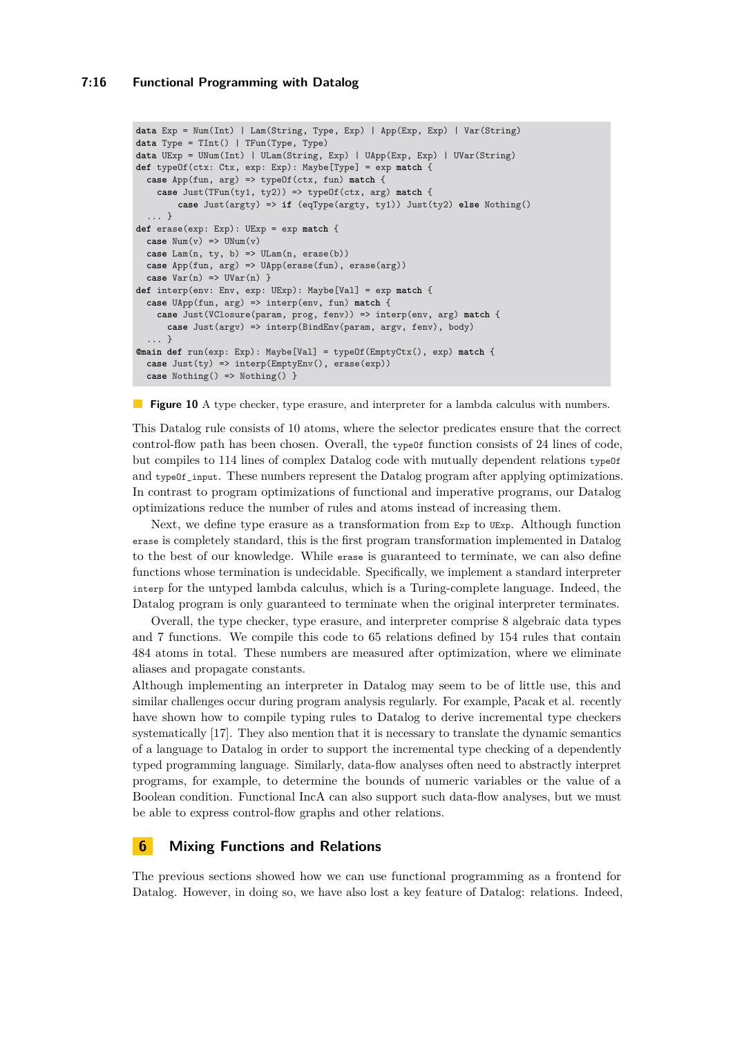```
data Exp = Num(Int) | Lam(String, Type, Exp) | App(Exp, Exp) | Var(String)
data Type = TInt() | TFun(Type, Type)
data UExp = UNum(Int) | ULam(String, Exp) | UApp(Exp, Exp) | UVar(String)
def typeOf(ctx: Ctx, exp: Exp): Maybe[Type] = exp match {
  case App(fun, arg) => typeOf(ctx, fun) match {
    case Just(TFun(ty1, ty2)) => typeOf(ctx, arg) match {
        case Just(argty) => if (eqType(argty, ty1)) Just(ty2) else Nothing()
  ... }
def erase(exp: Exp): UExp = exp match {
  case Num(v) => UNum(v)
  case Lam(n, ty, b) => ULam(n, erase(b))
  case App(fun, arg) => UApp(erase(fun), erase(arg))
  case Var(n) => UVar(n) }
def interp(env: Env, exp: UExp): Maybe[Val] = exp match {
  case UApp(fun, arg) => interp(env, fun) match {
    case Just(VClosure(param, prog, fenv)) => interp(env, arg) match {
      case Just(argv) => interp(BindEnv(param, argv, fenv), body)
  ... }
@main def run(exp: Exp): Maybe[Val] = typeOf(EmptyCtx(), exp) match {
  case Just(ty) => interp(EmptyEnv(), erase(exp))
  case Nothing() => Nothing() }
```

**Figure 10** A type checker, type erasure, and interpreter for a lambda calculus with numbers.

This Datalog rule consists of 10 atoms, where the selector predicates ensure that the correct control-flow path has been chosen. Overall, the `typeOf` function consists of 24 lines of code, but compiles to 114 lines of complex Datalog code with mutually dependent relations `typeOf` and `typeOf_input`. These numbers represent the Datalog program after applying optimizations. In contrast to program optimizations of functional and imperative programs, our Datalog optimizations reduce the number of rules and atoms instead of increasing them.

Next, we define type erasure as a transformation from `Exp` to `UExp`. Although function `erase` is completely standard, this is the first program transformation implemented in Datalog to the best of our knowledge. While `erase` is guaranteed to terminate, we can also define functions whose termination is undecidable. Specifically, we implement a standard interpreter `interp` for the untyped lambda calculus, which is a Turing-complete language. Indeed, the Datalog program is only guaranteed to terminate when the original interpreter terminates.

Overall, the type checker, type erasure, and interpreter comprise 8 algebraic data types and 7 functions. We compile this code to 65 relations defined by 154 rules that contain 484 atoms in total. These numbers are measured after optimization, where we eliminate aliases and propagate constants.

Although implementing an interpreter in Datalog may seem to be of little use, this and similar challenges occur during program analysis regularly. For example, Pacak et al. recently have shown how to compile typing rules to Datalog to derive incremental type checkers systematically [17]. They also mention that it is necessary to translate the dynamic semantics of a language to Datalog in order to support the incremental type checking of a dependently typed programming language. Similarly, data-flow analyses often need to abstractly interpret programs, for example, to determine the bounds of numeric variables or the value of a Boolean condition. Functional IncA can also support such data-flow analyses, but we must be able to express control-flow graphs and other relations.

## 6 Mixing Functions and Relations

The previous sections showed how we can use functional programming as a frontend for Datalog. However, in doing so, we have also lost a key feature of Datalog: relations. Indeed,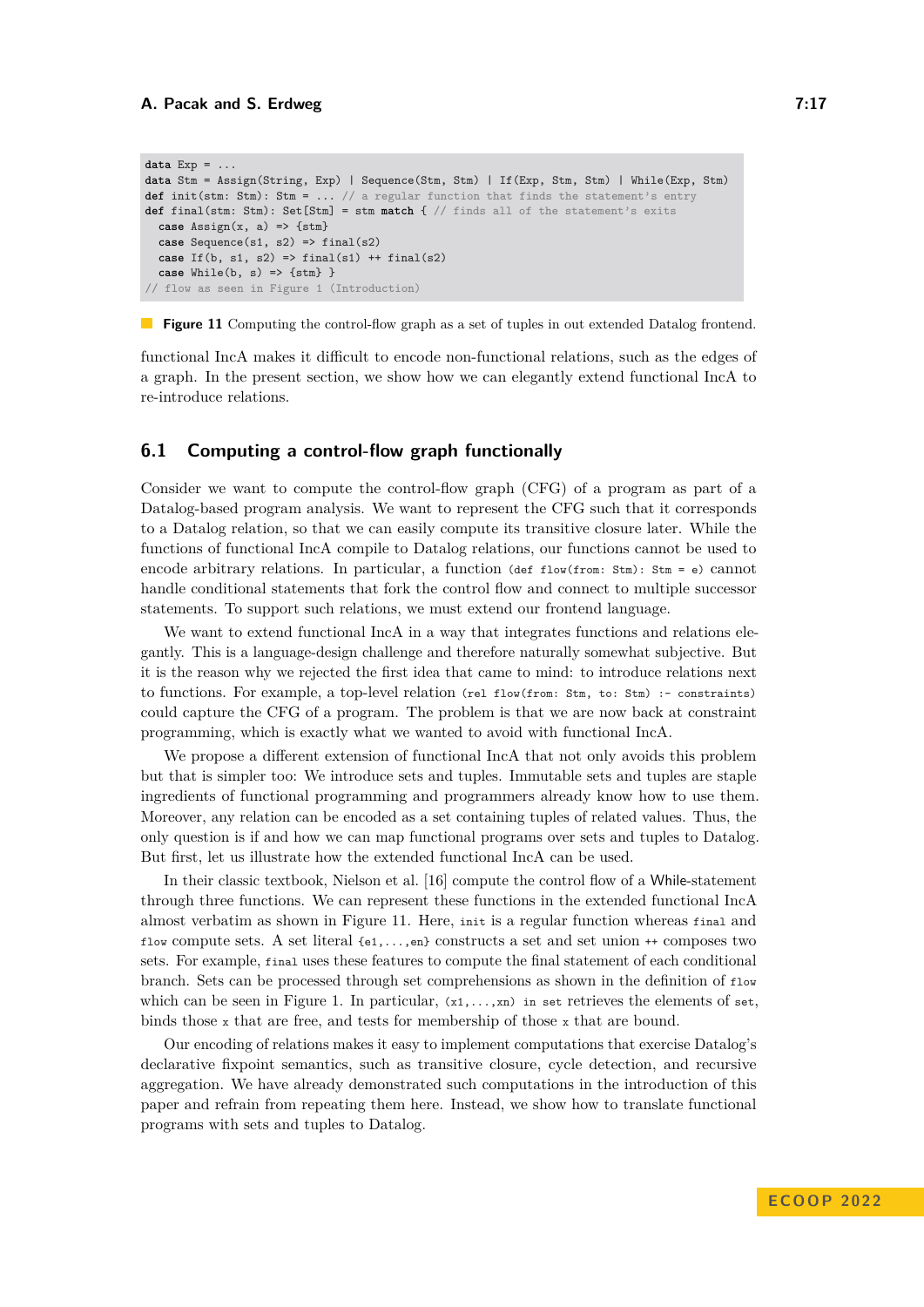```
data Exp = ...
data Stm = Assign(String, Exp) | Sequence(Stm, Stm) | If(Exp, Stm, Stm) | While(Exp, Stm)
def init(stm: Stm): Stm = ... // a regular function that finds the statement's entry
def final(stm: Stm): Set[Stm] = stm match { // finds all of the statement's exits
  case Assign(x, a) => {stm}
  case Sequence(s1, s2) => final(s2)
  case If(b, s1, s2) => final(s1) ++ final(s2)
  case While(b, s) => {stm} }
// flow as seen in Figure 1 (Introduction)
```

**Figure 11** Computing the control-flow graph as a set of tuples in out extended Datalog frontend.

functional IncA makes it difficult to encode non-functional relations, such as the edges of a graph. In the present section, we show how we can elegantly extend functional IncA to re-introduce relations.

## 6.1 Computing a control-flow graph functionally

Consider we want to compute the control-flow graph (CFG) of a program as part of a Datalog-based program analysis. We want to represent the CFG such that it corresponds to a Datalog relation, so that we can easily compute its transitive closure later. While the functions of functional IncA compile to Datalog relations, our functions cannot be used to encode arbitrary relations. In particular, a function (`def flow(from: Stm): Stm = e`) cannot handle conditional statements that fork the control flow and connect to multiple successor statements. To support such relations, we must extend our frontend language.

We want to extend functional IncA in a way that integrates functions and relations elegantly. This is a language-design challenge and therefore naturally somewhat subjective. But it is the reason why we rejected the first idea that came to mind: to introduce relations next to functions. For example, a top-level relation (`rel flow(from: Stm, to: Stm) :- constraints`) could capture the CFG of a program. The problem is that we are now back at constraint programming, which is exactly what we wanted to avoid with functional IncA.

We propose a different extension of functional IncA that not only avoids this problem but that is simpler too: We introduce sets and tuples. Immutable sets and tuples are staple ingredients of functional programming and programmers already know how to use them. Moreover, any relation can be encoded as a set containing tuples of related values. Thus, the only question is if and how we can map functional programs over sets and tuples to Datalog. But first, let us illustrate how the extended functional IncA can be used.

In their classic textbook, Nielson et al. [16] compute the control flow of a While-statement through three functions. We can represent these functions in the extended functional IncA almost verbatim as shown in Figure 11. Here, `init` is a regular function whereas `final` and `flow` compute sets. A set literal `{e1,...,en}` constructs a set and set union `++` composes two sets. For example, `final` uses these features to compute the final statement of each conditional branch. Sets can be processed through set comprehensions as shown in the definition of `flow` which can be seen in Figure 1. In particular, `(x1,...,xn) in set` retrieves the elements of `set`, binds those `x` that are free, and tests for membership of those `x` that are bound.

Our encoding of relations makes it easy to implement computations that exercise Datalog's declarative fixpoint semantics, such as transitive closure, cycle detection, and recursive aggregation. We have already demonstrated such computations in the introduction of this paper and refrain from repeating them here. Instead, we show how to translate functional programs with sets and tuples to Datalog.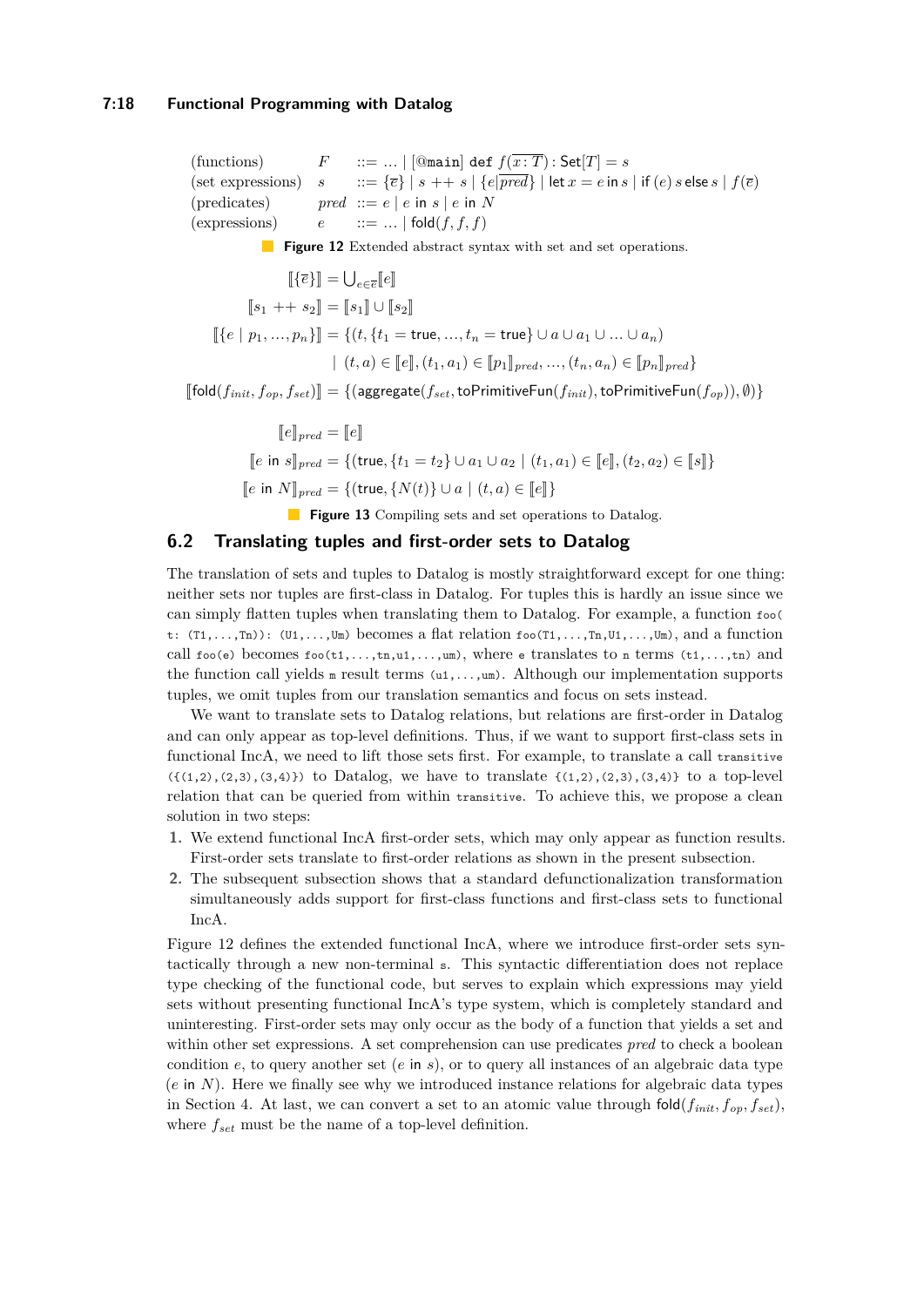$$
\begin{array}{llll}
\text{(functions)} & F & ::= & \ldots \mid [\texttt{@main}]\ \texttt{def}\ f(\overline{x : T}) : \mathsf{Set}[T] = s \\
\text{(set expressions)} & s & ::= & \{\overline{e}\} \mid s \mathbin{++} s \mid \{e | \overline{pred}\} \mid \mathsf{let}\ x = e\ \mathsf{in}\ s \mid \mathsf{if}\ (e)\ s\ \mathsf{else}\ s \mid f(\overline{e}) \\
\text{(predicates)} & pred & ::= & e \mid e\ \mathsf{in}\ s \mid e\ \mathsf{in}\ N \\
\text{(expressions)} & e & ::= & \ldots \mid \mathsf{fold}(f, f, f)
\end{array}
$$

**Figure 12** Extended abstract syntax with set and set operations.

$$
\begin{aligned}
[\![\{\overline{e}\}]\!] &= \textstyle\bigcup_{e \in \overline{e}} [\![e]\!] \\
[\![s_1 \mathbin{++} s_2]\!] &= [\![s_1]\!] \cup [\![s_2]\!] \\
[\![\{e \mid p_1, \ldots, p_n\}]\!] &= \{(t, \{t_1 = \mathsf{true}, \ldots, t_n = \mathsf{true}\} \cup a \cup a_1 \cup \ldots \cup a_n) \\
&\qquad \mid (t, a) \in [\![e]\!], (t_1, a_1) \in [\![p_1]\!]_{pred}, \ldots, (t_n, a_n) \in [\![p_n]\!]_{pred}\} \\
[\![\mathsf{fold}(f_{init}, f_{op}, f_{set})]\!] &= \{(\mathsf{aggregate}(f_{set}, \mathsf{toPrimitiveFun}(f_{init}), \mathsf{toPrimitiveFun}(f_{op})), \emptyset)\}
\end{aligned}
$$

$$
\begin{aligned}
[\![e]\!]_{pred} &= [\![e]\!] \\
[\![e\ \mathsf{in}\ s]\!]_{pred} &= \{(\mathsf{true}, \{t_1 = t_2\} \cup a_1 \cup a_2 \mid (t_1, a_1) \in [\![e]\!], (t_2, a_2) \in [\![s]\!]\} \\
[\![e\ \mathsf{in}\ N]\!]_{pred} &= \{(\mathsf{true}, \{N(t)\} \cup a \mid (t, a) \in [\![e]\!]\}
\end{aligned}
$$

**Figure 13** Compiling sets and set operations to Datalog.

## 6.2 Translating tuples and first-order sets to Datalog

The translation of sets and tuples to Datalog is mostly straightforward except for one thing: neither sets nor tuples are first-class in Datalog. For tuples this is hardly an issue since we can simply flatten tuples when translating them to Datalog. For example, a function `foo(t: (T1,...,Tn)): (U1,...,Um)` becomes a flat relation `foo(T1,...,Tn,U1,...,Um)`, and a function call `foo(e)` becomes `foo(t1,...,tn,u1,...,um)`, where `e` translates to `n` terms `(t1,...,tn)` and the function call yields `m` result terms `(u1,...,um)`. Although our implementation supports tuples, we omit tuples from our translation semantics and focus on sets instead.

We want to translate sets to Datalog relations, but relations are first-order in Datalog and can only appear as top-level definitions. Thus, if we want to support first-class sets in functional IncA, we need to lift those sets first. For example, to translate a call `transitive({(1,2),(2,3),(3,4)})` to Datalog, we have to translate `{(1,2),(2,3),(3,4)}` to a top-level relation that can be queried from within `transitive`. To achieve this, we propose a clean solution in two steps:

1. We extend functional IncA first-order sets, which may only appear as function results. First-order sets translate to first-order relations as shown in the present subsection.
2. The subsequent subsection shows that a standard defunctionalization transformation simultaneously adds support for first-class functions and first-class sets to functional IncA.

Figure 12 defines the extended functional IncA, where we introduce first-order sets syntactically through a new non-terminal `s`. This syntactic differentiation does not replace type checking of the functional code, but serves to explain which expressions may yield sets without presenting functional IncA's type system, which is completely standard and uninteresting. First-order sets may only occur as the body of a function that yields a set and within other set expressions. A set comprehension can use predicates *pred* to check a boolean condition $e$, to query another set ($e$ in $s$), or to query all instances of an algebraic data type ($e$ in $N$). Here we finally see why we introduced instance relations for algebraic data types in Section 4. At last, we can convert a set to an atomic value through $\mathsf{fold}(f_{init}, f_{op}, f_{set})$, where $f_{set}$ must be the name of a top-level definition.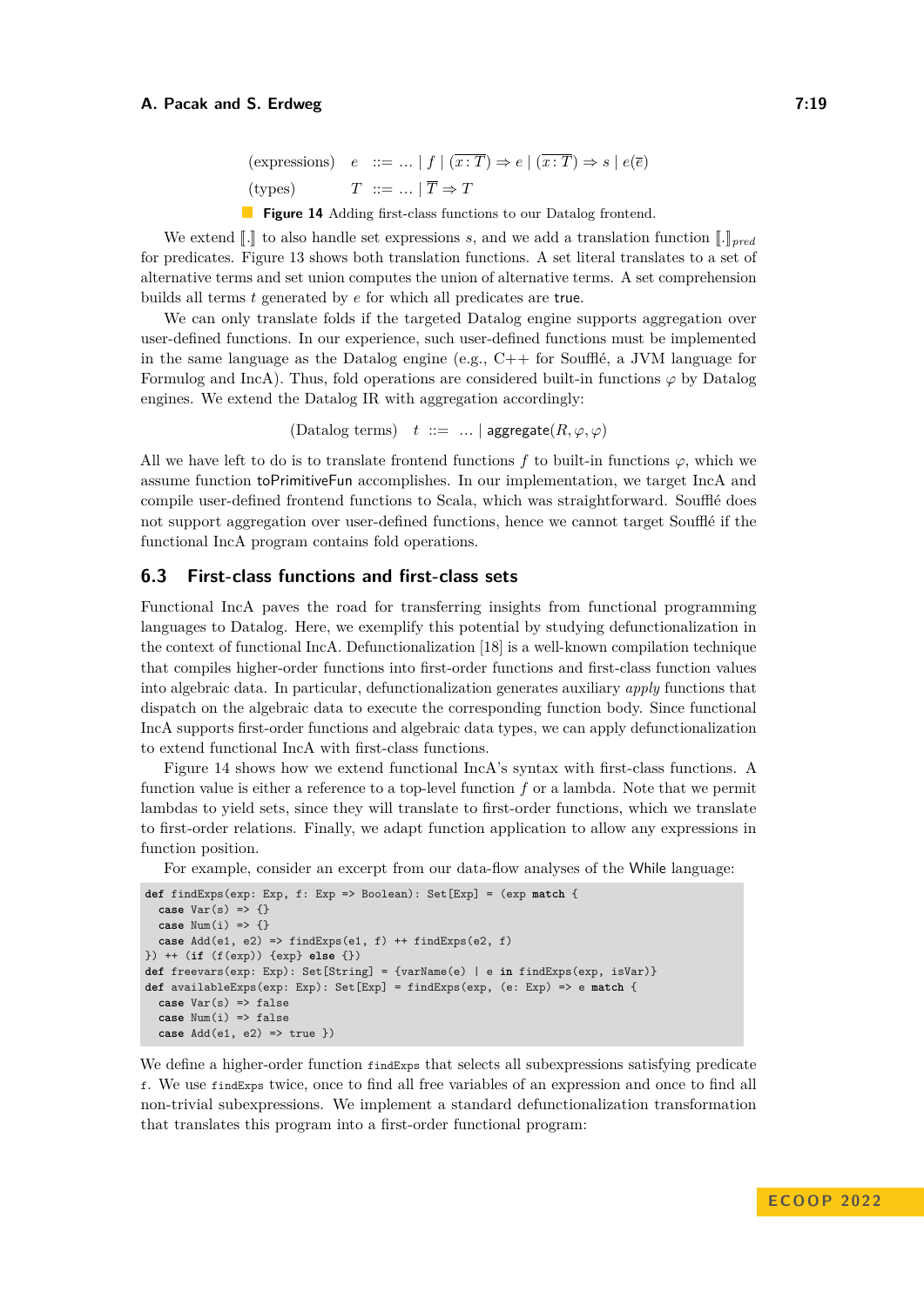$$
\begin{array}{llcl}
\text{(expressions)} & e & ::= & \ldots \mid f \mid (\overline{x : T}) \Rightarrow e \mid (\overline{x : T}) \Rightarrow s \mid e(\overline{e}) \\
\text{(types)} & T & ::= & \ldots \mid \overline{T} \Rightarrow T
\end{array}
$$

**Figure 14** Adding first-class functions to our Datalog frontend.

We extend $[\![.]\!]$ to also handle set expressions $s$, and we add a translation function $[\![.]\!]_{pred}$ for predicates. Figure 13 shows both translation functions. A set literal translates to a set of alternative terms and set union computes the union of alternative terms. A set comprehension builds all terms $t$ generated by $e$ for which all predicates are true.

We can only translate folds if the targeted Datalog engine supports aggregation over user-defined functions. In our experience, such user-defined functions must be implemented in the same language as the Datalog engine (e.g., C++ for Soufflé, a JVM language for Formulog and IncA). Thus, fold operations are considered built-in functions $\varphi$ by Datalog engines. We extend the Datalog IR with aggregation accordingly:

$$
\text{(Datalog terms)} \quad t \;::=\; \ldots \mid \mathsf{aggregate}(R, \varphi, \varphi)
$$

All we have left to do is to translate frontend functions $f$ to built-in functions $\varphi$, which we assume function toPrimitiveFun accomplishes. In our implementation, we target IncA and compile user-defined frontend functions to Scala, which was straightforward. Soufflé does not support aggregation over user-defined functions, hence we cannot target Soufflé if the functional IncA program contains fold operations.

## 6.3 First-class functions and first-class sets

Functional IncA paves the road for transferring insights from functional programming languages to Datalog. Here, we exemplify this potential by studying defunctionalization in the context of functional IncA. Defunctionalization [18] is a well-known compilation technique that compiles higher-order functions into first-order functions and first-class function values into algebraic data. In particular, defunctionalization generates auxiliary *apply* functions that dispatch on the algebraic data to execute the corresponding function body. Since functional IncA supports first-order functions and algebraic data types, we can apply defunctionalization to extend functional IncA with first-class functions.

Figure 14 shows how we extend functional IncA's syntax with first-class functions. A function value is either a reference to a top-level function $f$ or a lambda. Note that we permit lambdas to yield sets, since they will translate to first-order functions, which we translate to first-order relations. Finally, we adapt function application to allow any expressions in function position.

For example, consider an excerpt from our data-flow analyses of the While language:

```
def findExps(exp: Exp, f: Exp => Boolean): Set[Exp] = (exp match {
  case Var(s) => {}
  case Num(i) => {}
  case Add(e1, e2) => findExps(e1, f) ++ findExps(e2, f)
}) ++ (if (f(exp)) {exp} else {})
def freevars(exp: Exp): Set[String] = {varName(e) | e in findExps(exp, isVar)}
def availableExps(exp: Exp): Set[Exp] = findExps(exp, (e: Exp) => e match {
  case Var(s) => false
  case Num(i) => false
  case Add(e1, e2) => true })
```

We define a higher-order function `findExps` that selects all subexpressions satisfying predicate `f`. We use `findExps` twice, once to find all free variables of an expression and once to find all non-trivial subexpressions. We implement a standard defunctionalization transformation that translates this program into a first-order functional program: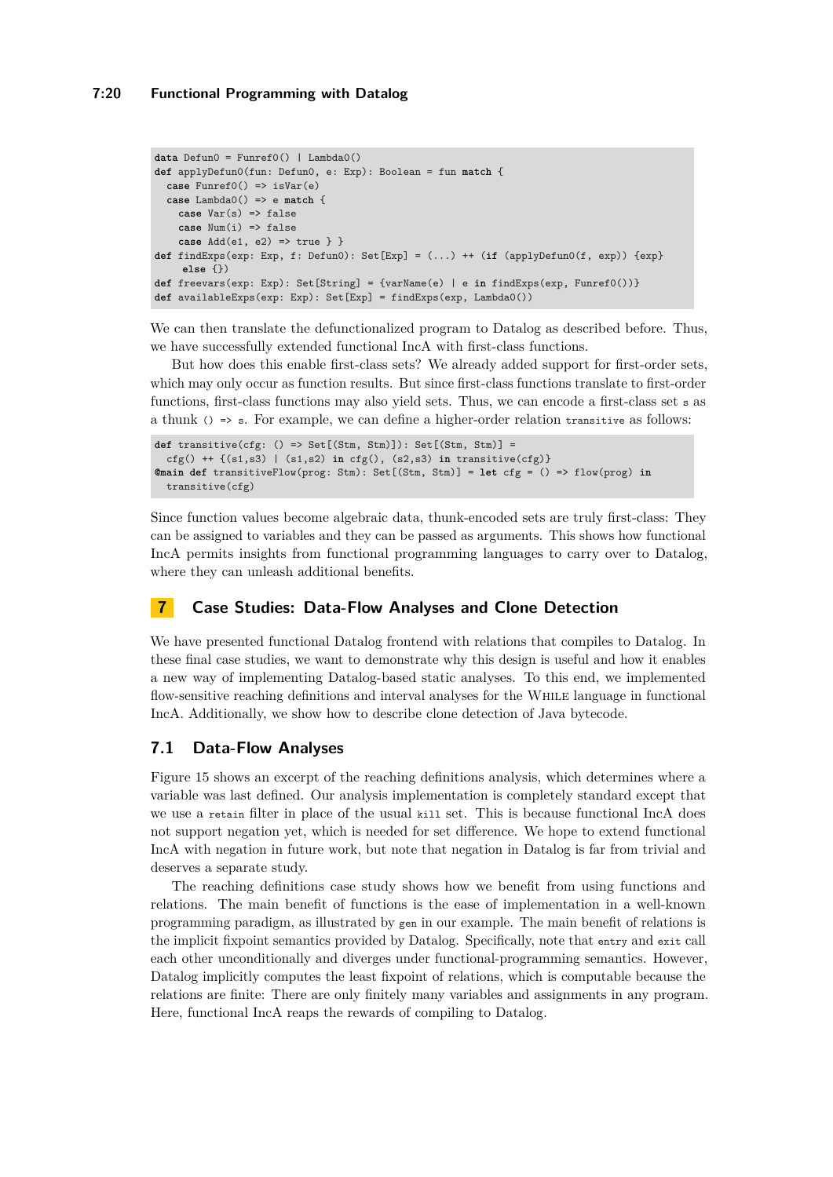```
data Defun0 = Funref0() | Lambda0()
def applyDefun0(fun: Defun0, e: Exp): Boolean = fun match {
  case Funref0() => isVar(e)
  case Lambda0() => e match {
    case Var(s) => false
    case Num(i) => false
    case Add(e1, e2) => true } }
def findExps(exp: Exp, f: Defun0): Set[Exp] = (...) ++ (if (applyDefun0(f, exp)) {exp}
    else {})
def freevars(exp: Exp): Set[String] = {varName(e) | e in findExps(exp, Funref0())}
def availableExps(exp: Exp): Set[Exp] = findExps(exp, Lambda0())
```

We can then translate the defunctionalized program to Datalog as described before. Thus, we have successfully extended functional IncA with first-class functions.

But how does this enable first-class sets? We already added support for first-order sets, which may only occur as function results. But since first-class functions translate to first-order functions, first-class functions may also yield sets. Thus, we can encode a first-class set `s` as a thunk `() => s`. For example, we can define a higher-order relation `transitive` as follows:

```
def transitive(cfg: () => Set[(Stm, Stm)]): Set[(Stm, Stm)] =
  cfg() ++ {(s1,s3) | (s1,s2) in cfg(), (s2,s3) in transitive(cfg)}
@main def transitiveFlow(prog: Stm): Set[(Stm, Stm)] = let cfg = () => flow(prog) in
  transitive(cfg)
```

Since function values become algebraic data, thunk-encoded sets are truly first-class: They can be assigned to variables and they can be passed as arguments. This shows how functional IncA permits insights from functional programming languages to carry over to Datalog, where they can unleash additional benefits.

## 7 Case Studies: Data-Flow Analyses and Clone Detection

We have presented functional Datalog frontend with relations that compiles to Datalog. In these final case studies, we want to demonstrate why this design is useful and how it enables a new way of implementing Datalog-based static analyses. To this end, we implemented flow-sensitive reaching definitions and interval analyses for the WHILE language in functional IncA. Additionally, we show how to describe clone detection of Java bytecode.

### 7.1 Data-Flow Analyses

Figure 15 shows an excerpt of the reaching definitions analysis, which determines where a variable was last defined. Our analysis implementation is completely standard except that we use a `retain` filter in place of the usual `kill` set. This is because functional IncA does not support negation yet, which is needed for set difference. We hope to extend functional IncA with negation in future work, but note that negation in Datalog is far from trivial and deserves a separate study.

The reaching definitions case study shows how we benefit from using functions and relations. The main benefit of functions is the ease of implementation in a well-known programming paradigm, as illustrated by `gen` in our example. The main benefit of relations is the implicit fixpoint semantics provided by Datalog. Specifically, note that `entry` and `exit` call each other unconditionally and diverges under functional-programming semantics. However, Datalog implicitly computes the least fixpoint of relations, which is computable because the relations are finite: There are only finitely many variables and assignments in any program. Here, functional IncA reaps the rewards of compiling to Datalog.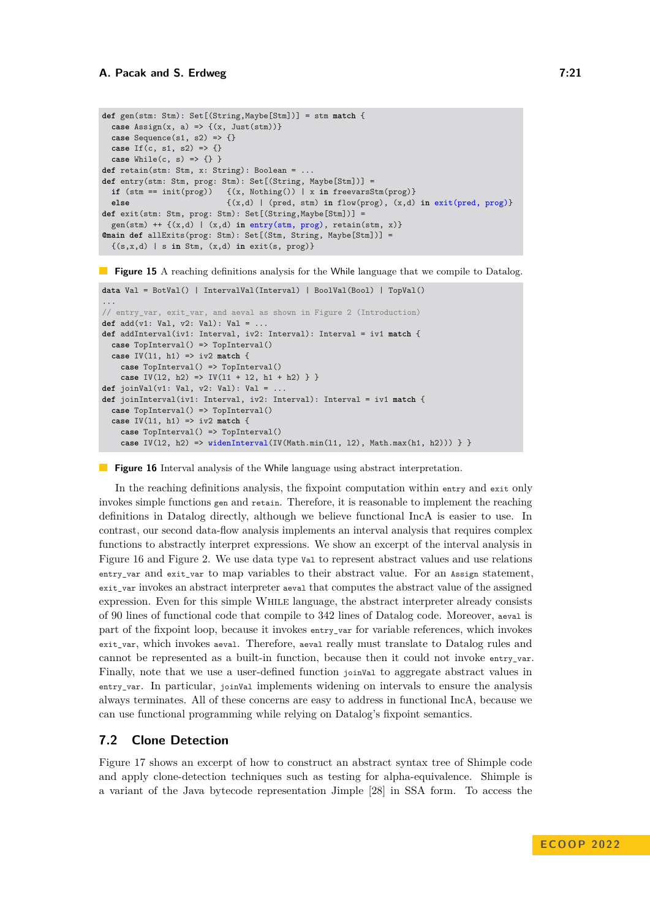```
def gen(stm: Stm): Set[(String,Maybe[Stm])] = stm match {
  case Assign(x, a) => {(x, Just(stm))}
  case Sequence(s1, s2) => {}
  case If(c, s1, s2) => {}
  case While(c, s) => {} }
def retain(stm: Stm, x: String): Boolean = ...
def entry(stm: Stm, prog: Stm): Set[(String, Maybe[Stm])] =
  if (stm == init(prog))   {(x, Nothing()) | x in freevarsStm(prog)}
  else                     {(x,d) | (pred, stm) in flow(prog), (x,d) in exit(pred, prog)}
def exit(stm: Stm, prog: Stm): Set[(String,Maybe[Stm])] =
  gen(stm) ++ {(x,d) | (x,d) in entry(stm, prog), retain(stm, x)}
@main def allExits(prog: Stm): Set[(Stm, String, Maybe[Stm])] =
  {(s,x,d) | s in Stm, (x,d) in exit(s, prog)}
```

**Figure 15** A reaching definitions analysis for the While language that we compile to Datalog.

```
data Val = BotVal() | IntervalVal(Interval) | BoolVal(Bool) | TopVal()
...
// entry_var, exit_var, and aeval as shown in Figure 2 (Introduction)
def add(v1: Val, v2: Val): Val = ...
def addInterval(iv1: Interval, iv2: Interval): Interval = iv1 match {
  case TopInterval() => TopInterval()
  case IV(l1, h1) => iv2 match {
    case TopInterval() => TopInterval()
    case IV(l2, h2) => IV(l1 + l2, h1 + h2) } }
def joinVal(v1: Val, v2: Val): Val = ...
def joinInterval(iv1: Interval, iv2: Interval): Interval = iv1 match {
  case TopInterval() => TopInterval()
  case IV(l1, h1) => iv2 match {
    case TopInterval() => TopInterval()
    case IV(l2, h2) => widenInterval(IV(Math.min(l1, l2), Math.max(h1, h2))) } }
```

**Figure 16** Interval analysis of the While language using abstract interpretation.

In the reaching definitions analysis, the fixpoint computation within `entry` and `exit` only invokes simple functions `gen` and `retain`. Therefore, it is reasonable to implement the reaching definitions in Datalog directly, although we believe functional IncA is easier to use. In contrast, our second data-flow analysis implements an interval analysis that requires complex functions to abstractly interpret expressions. We show an excerpt of the interval analysis in Figure 16 and Figure 2. We use data type `Val` to represent abstract values and use relations `entry_var` and `exit_var` to map variables to their abstract value. For an `Assign` statement, `exit_var` invokes an abstract interpreter `aeval` that computes the abstract value of the assigned expression. Even for this simple WHILE language, the abstract interpreter already consists of 90 lines of functional code that compile to 342 lines of Datalog code. Moreover, `aeval` is part of the fixpoint loop, because it invokes `entry_var` for variable references, which invokes `exit_var`, which invokes `aeval`. Therefore, `aeval` really must translate to Datalog rules and cannot be represented as a built-in function, because then it could not invoke `entry_var`. Finally, note that we use a user-defined function `joinVal` to aggregate abstract values in `entry_var`. In particular, `joinVal` implements widening on intervals to ensure the analysis always terminates. All of these concerns are easy to address in functional IncA, because we can use functional programming while relying on Datalog's fixpoint semantics.

## 7.2 Clone Detection

Figure 17 shows an excerpt of how to construct an abstract syntax tree of Shimple code and apply clone-detection techniques such as testing for alpha-equivalence. Shimple is a variant of the Java bytecode representation Jimple [28] in SSA form. To access the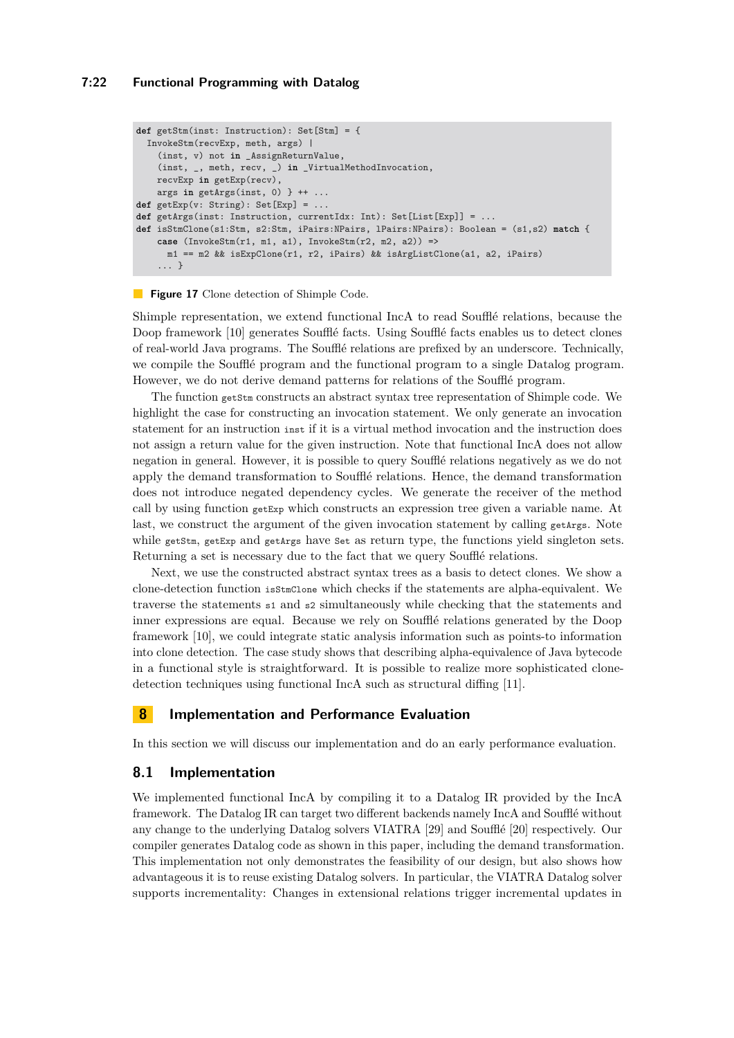```
def getStm(inst: Instruction): Set[Stm] = {
  InvokeStm(recvExp, meth, args) |
    (inst, v) not in _AssignReturnValue,
    (inst, _, meth, recv, _) in _VirtualMethodInvocation,
    recvExp in getExp(recv),
    args in getArgs(inst, 0) } ++ ...
def getExp(v: String): Set[Exp] = ...
def getArgs(inst: Instruction, currentIdx: Int): Set[List[Exp]] = ...
def isStmClone(s1:Stm, s2:Stm, iPairs:NPairs, lPairs:NPairs): Boolean = (s1,s2) match {
    case (InvokeStm(r1, m1, a1), InvokeStm(r2, m2, a2)) =>
      m1 == m2 && isExpClone(r1, r2, iPairs) && isArgListClone(a1, a2, iPairs)
    ... }
```

**Figure 17** Clone detection of Shimple Code.

Shimple representation, we extend functional IncA to read Soufflé relations, because the Doop framework [10] generates Soufflé facts. Using Soufflé facts enables us to detect clones of real-world Java programs. The Soufflé relations are prefixed by an underscore. Technically, we compile the Soufflé program and the functional program to a single Datalog program. However, we do not derive demand patterns for relations of the Soufflé program.

The function `getStm` constructs an abstract syntax tree representation of Shimple code. We highlight the case for constructing an invocation statement. We only generate an invocation statement for an instruction `inst` if it is a virtual method invocation and the instruction does not assign a return value for the given instruction. Note that functional IncA does not allow negation in general. However, it is possible to query Soufflé relations negatively as we do not apply the demand transformation to Soufflé relations. Hence, the demand transformation does not introduce negated dependency cycles. We generate the receiver of the method call by using function `getExp` which constructs an expression tree given a variable name. At last, we construct the argument of the given invocation statement by calling `getArgs`. Note while `getStm`, `getExp` and `getArgs` have `Set` as return type, the functions yield singleton sets. Returning a set is necessary due to the fact that we query Soufflé relations.

Next, we use the constructed abstract syntax trees as a basis to detect clones. We show a clone-detection function `isStmClone` which checks if the statements are alpha-equivalent. We traverse the statements `s1` and `s2` simultaneously while checking that the statements and inner expressions are equal. Because we rely on Soufflé relations generated by the Doop framework [10], we could integrate static analysis information such as points-to information into clone detection. The case study shows that describing alpha-equivalence of Java bytecode in a functional style is straightforward. It is possible to realize more sophisticated clone-detection techniques using functional IncA such as structural diffing [11].

## 8 Implementation and Performance Evaluation

In this section we will discuss our implementation and do an early performance evaluation.

### 8.1 Implementation

We implemented functional IncA by compiling it to a Datalog IR provided by the IncA framework. The Datalog IR can target two different backends namely IncA and Soufflé without any change to the underlying Datalog solvers VIATRA [29] and Soufflé [20] respectively. Our compiler generates Datalog code as shown in this paper, including the demand transformation. This implementation not only demonstrates the feasibility of our design, but also shows how advantageous it is to reuse existing Datalog solvers. In particular, the VIATRA Datalog solver supports incrementality: Changes in extensional relations trigger incremental updates in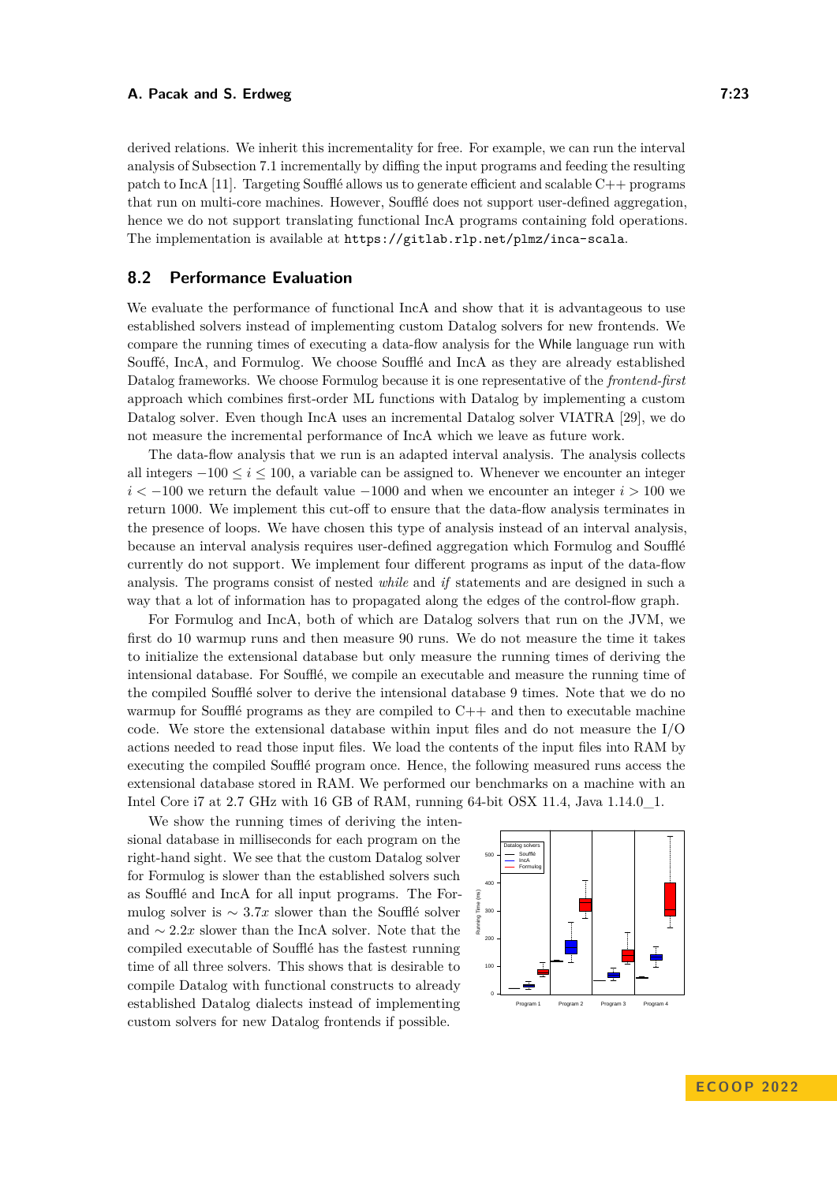derived relations. We inherit this incrementality for free. For example, we can run the interval analysis of Subsection 7.1 incrementally by diffing the input programs and feeding the resulting patch to IncA [11]. Targeting Soufflé allows us to generate efficient and scalable C++ programs that run on multi-core machines. However, Soufflé does not support user-defined aggregation, hence we do not support translating functional IncA programs containing fold operations. The implementation is available at `https://gitlab.rlp.net/plmz/inca-scala`.

## 8.2 Performance Evaluation

We evaluate the performance of functional IncA and show that it is advantageous to use established solvers instead of implementing custom Datalog solvers for new frontends. We compare the running times of executing a data-flow analysis for the While language run with Soufflé, IncA, and Formulog. We choose Soufflé and IncA as they are already established Datalog frameworks. We choose Formulog because it is one representative of the *frontend-first* approach which combines first-order ML functions with Datalog by implementing a custom Datalog solver. Even though IncA uses an incremental Datalog solver VIATRA [29], we do not measure the incremental performance of IncA which we leave as future work.

The data-flow analysis that we run is an adapted interval analysis. The analysis collects all integers $-100 \leq i \leq 100$, a variable can be assigned to. Whenever we encounter an integer $i < -100$ we return the default value $-1000$ and when we encounter an integer $i > 100$ we return 1000. We implement this cut-off to ensure that the data-flow analysis terminates in the presence of loops. We have chosen this type of analysis instead of an interval analysis, because an interval analysis requires user-defined aggregation which Formulog and Soufflé currently do not support. We implement four different programs as input of the data-flow analysis. The programs consist of nested *while* and *if* statements and are designed in such a way that a lot of information has to propagated along the edges of the control-flow graph.

For Formulog and IncA, both of which are Datalog solvers that run on the JVM, we first do 10 warmup runs and then measure 90 runs. We do not measure the time it takes to initialize the extensional database but only measure the running times of deriving the intensional database. For Soufflé, we compile an executable and measure the running time of the compiled Soufflé solver to derive the intensional database 9 times. Note that we do no warmup for Soufflé programs as they are compiled to C++ and then to executable machine code. We store the extensional database within input files and do not measure the I/O actions needed to read those input files. We load the contents of the input files into RAM by executing the compiled Soufflé program once. Hence, the following measured runs access the extensional database stored in RAM. We performed our benchmarks on a machine with an Intel Core i7 at 2.7 GHz with 16 GB of RAM, running 64-bit OSX 11.4, Java 1.14.0_1.

We show the running times of deriving the intensional database in milliseconds for each program on the right-hand sight. We see that the custom Datalog solver for Formulog is slower than the established solvers such as Soufflé and IncA for all input programs. The Formulog solver is $\sim 3.7x$ slower than the Soufflé solver and $\sim 2.2x$ slower than the IncA solver. Note that the compiled executable of Soufflé has the fastest running time of all three solvers. This shows that is desirable to compile Datalog with functional constructs to already established Datalog dialects instead of implementing custom solvers for new Datalog frontends if possible.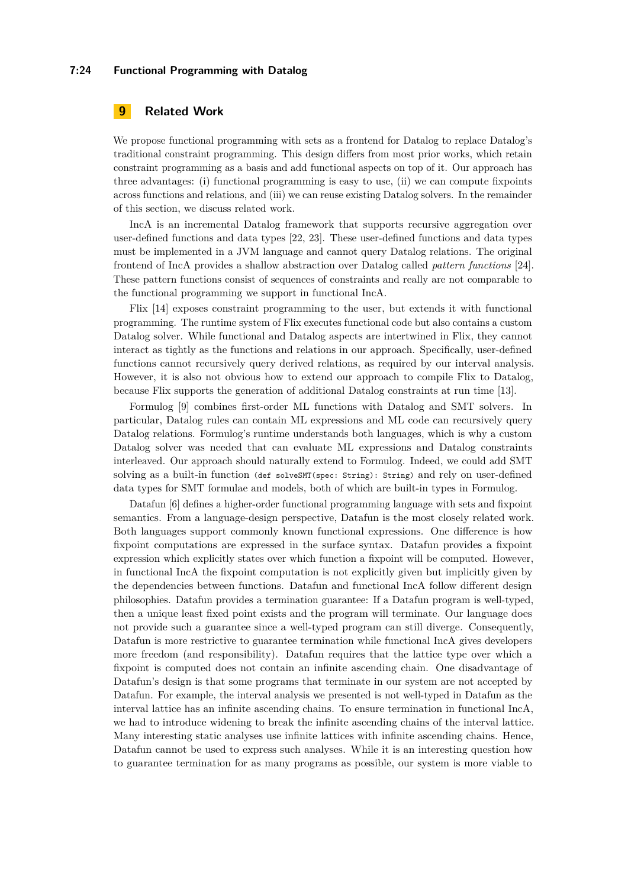## 9 Related Work

We propose functional programming with sets as a frontend for Datalog to replace Datalog's traditional constraint programming. This design differs from most prior works, which retain constraint programming as a basis and add functional aspects on top of it. Our approach has three advantages: (i) functional programming is easy to use, (ii) we can compute fixpoints across functions and relations, and (iii) we can reuse existing Datalog solvers. In the remainder of this section, we discuss related work.

IncA is an incremental Datalog framework that supports recursive aggregation over user-defined functions and data types [22, 23]. These user-defined functions and data types must be implemented in a JVM language and cannot query Datalog relations. The original frontend of IncA provides a shallow abstraction over Datalog called *pattern functions* [24]. These pattern functions consist of sequences of constraints and really are not comparable to the functional programming we support in functional IncA.

Flix [14] exposes constraint programming to the user, but extends it with functional programming. The runtime system of Flix executes functional code but also contains a custom Datalog solver. While functional and Datalog aspects are intertwined in Flix, they cannot interact as tightly as the functions and relations in our approach. Specifically, user-defined functions cannot recursively query derived relations, as required by our interval analysis. However, it is also not obvious how to extend our approach to compile Flix to Datalog, because Flix supports the generation of additional Datalog constraints at run time [13].

Formulog [9] combines first-order ML functions with Datalog and SMT solvers. In particular, Datalog rules can contain ML expressions and ML code can recursively query Datalog relations. Formulog's runtime understands both languages, which is why a custom Datalog solver was needed that can evaluate ML expressions and Datalog constraints interleaved. Our approach should naturally extend to Formulog. Indeed, we could add SMT solving as a built-in function (`def solveSMT(spec: String): String`) and rely on user-defined data types for SMT formulae and models, both of which are built-in types in Formulog.

Datafun [6] defines a higher-order functional programming language with sets and fixpoint semantics. From a language-design perspective, Datafun is the most closely related work. Both languages support commonly known functional expressions. One difference is how fixpoint computations are expressed in the surface syntax. Datafun provides a fixpoint expression which explicitly states over which function a fixpoint will be computed. However, in functional IncA the fixpoint computation is not explicitly given but implicitly given by the dependencies between functions. Datafun and functional IncA follow different design philosophies. Datafun provides a termination guarantee: If a Datafun program is well-typed, then a unique least fixed point exists and the program will terminate. Our language does not provide such a guarantee since a well-typed program can still diverge. Consequently, Datafun is more restrictive to guarantee termination while functional IncA gives developers more freedom (and responsibility). Datafun requires that the lattice type over which a fixpoint is computed does not contain an infinite ascending chain. One disadvantage of Datafun's design is that some programs that terminate in our system are not accepted by Datafun. For example, the interval analysis we presented is not well-typed in Datafun as the interval lattice has an infinite ascending chains. To ensure termination in functional IncA, we had to introduce widening to break the infinite ascending chains of the interval lattice. Many interesting static analyses use infinite lattices with infinite ascending chains. Hence, Datafun cannot be used to express such analyses. While it is an interesting question how to guarantee termination for as many programs as possible, our system is more viable to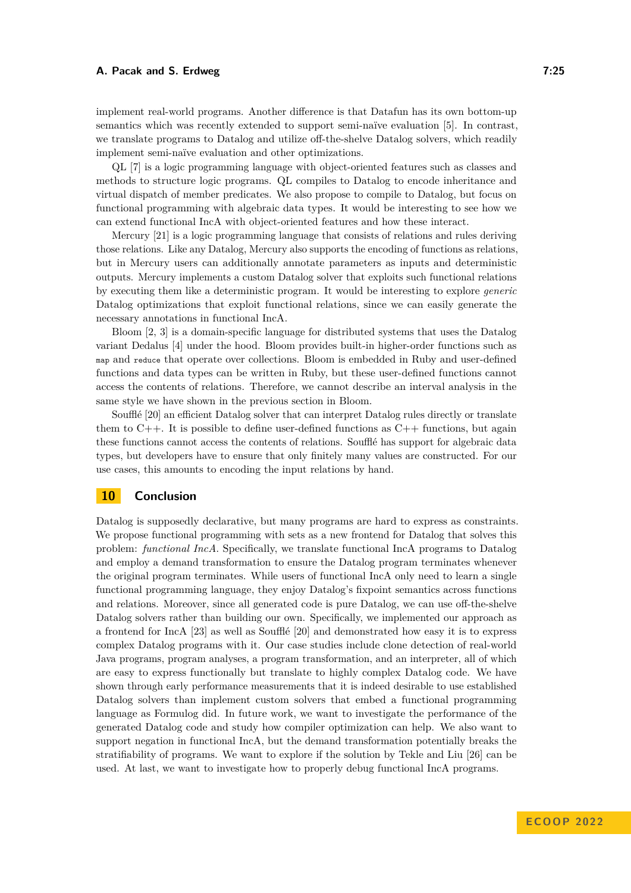implement real-world programs. Another difference is that Datafun has its own bottom-up semantics which was recently extended to support semi-naïve evaluation [5]. In contrast, we translate programs to Datalog and utilize off-the-shelve Datalog solvers, which readily implement semi-naïve evaluation and other optimizations.

QL [7] is a logic programming language with object-oriented features such as classes and methods to structure logic programs. QL compiles to Datalog to encode inheritance and virtual dispatch of member predicates. We also propose to compile to Datalog, but focus on functional programming with algebraic data types. It would be interesting to see how we can extend functional IncA with object-oriented features and how these interact.

Mercury [21] is a logic programming language that consists of relations and rules deriving those relations. Like any Datalog, Mercury also supports the encoding of functions as relations, but in Mercury users can additionally annotate parameters as inputs and deterministic outputs. Mercury implements a custom Datalog solver that exploits such functional relations by executing them like a deterministic program. It would be interesting to explore *generic* Datalog optimizations that exploit functional relations, since we can easily generate the necessary annotations in functional IncA.

Bloom [2, 3] is a domain-specific language for distributed systems that uses the Datalog variant Dedalus [4] under the hood. Bloom provides built-in higher-order functions such as `map` and `reduce` that operate over collections. Bloom is embedded in Ruby and user-defined functions and data types can be written in Ruby, but these user-defined functions cannot access the contents of relations. Therefore, we cannot describe an interval analysis in the same style we have shown in the previous section in Bloom.

Soufflé [20] an efficient Datalog solver that can interpret Datalog rules directly or translate them to C++. It is possible to define user-defined functions as C++ functions, but again these functions cannot access the contents of relations. Soufflé has support for algebraic data types, but developers have to ensure that only finitely many values are constructed. For our use cases, this amounts to encoding the input relations by hand.

# 10 Conclusion

Datalog is supposedly declarative, but many programs are hard to express as constraints. We propose functional programming with sets as a new frontend for Datalog that solves this problem: *functional IncA*. Specifically, we translate functional IncA programs to Datalog and employ a demand transformation to ensure the Datalog program terminates whenever the original program terminates. While users of functional IncA only need to learn a single functional programming language, they enjoy Datalog's fixpoint semantics across functions and relations. Moreover, since all generated code is pure Datalog, we can use off-the-shelve Datalog solvers rather than building our own. Specifically, we implemented our approach as a frontend for IncA [23] as well as Soufflé [20] and demonstrated how easy it is to express complex Datalog programs with it. Our case studies include clone detection of real-world Java programs, program analyses, a program transformation, and an interpreter, all of which are easy to express functionally but translate to highly complex Datalog code. We have shown through early performance measurements that it is indeed desirable to use established Datalog solvers than implement custom solvers that embed a functional programming language as Formulog did. In future work, we want to investigate the performance of the generated Datalog code and study how compiler optimization can help. We also want to support negation in functional IncA, but the demand transformation potentially breaks the stratifiability of programs. We want to explore if the solution by Tekle and Liu [26] can be used. At last, we want to investigate how to properly debug functional IncA programs.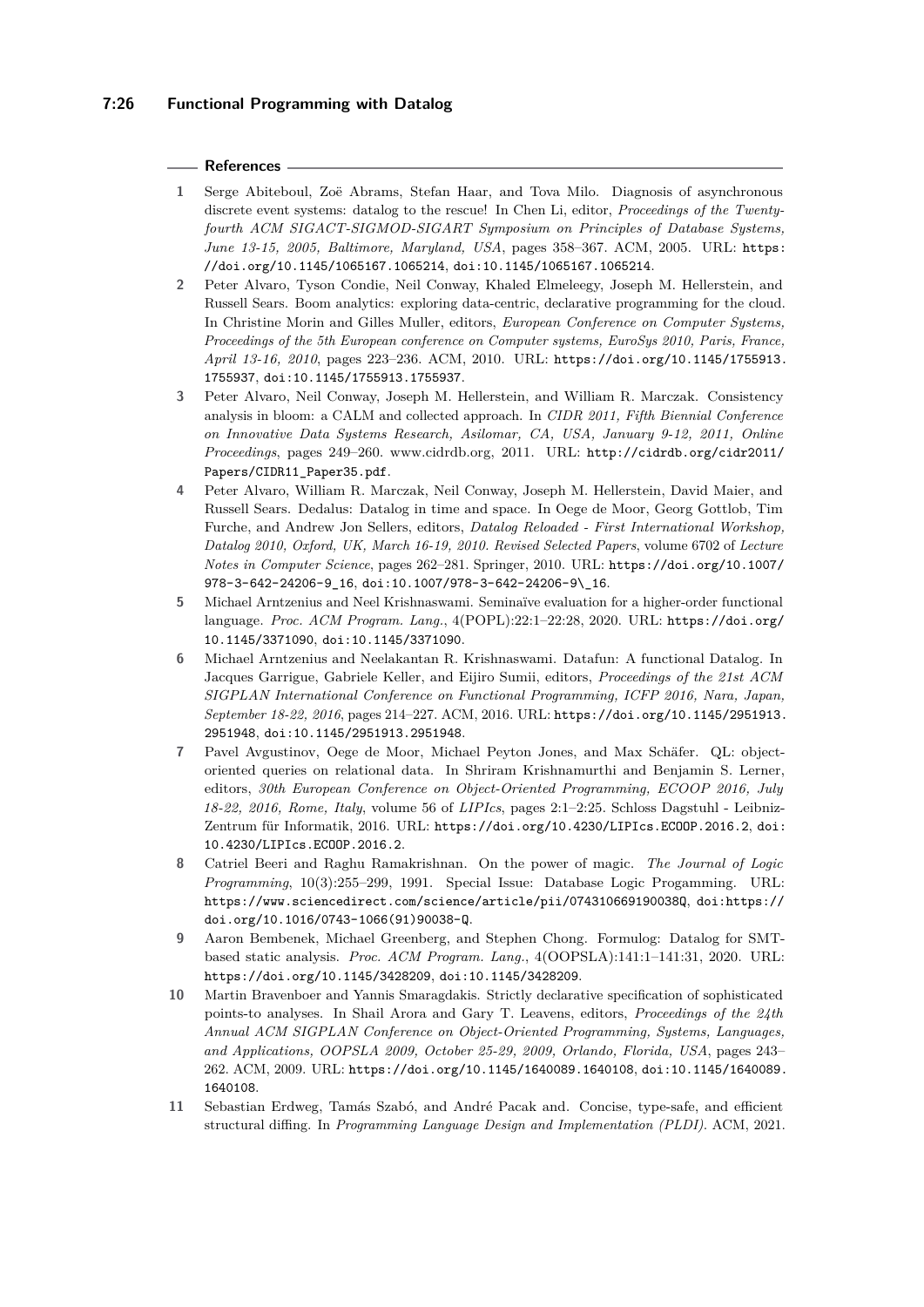## References

1. Serge Abiteboul, Zoë Abrams, Stefan Haar, and Tova Milo. Diagnosis of asynchronous discrete event systems: datalog to the rescue! In Chen Li, editor, *Proceedings of the Twenty-fourth ACM SIGACT-SIGMOD-SIGART Symposium on Principles of Database Systems, June 13-15, 2005, Baltimore, Maryland, USA*, pages 358–367. ACM, 2005. URL: https://doi.org/10.1145/1065167.1065214, doi:10.1145/1065167.1065214.
2. Peter Alvaro, Tyson Condie, Neil Conway, Khaled Elmeleegy, Joseph M. Hellerstein, and Russell Sears. Boom analytics: exploring data-centric, declarative programming for the cloud. In Christine Morin and Gilles Muller, editors, *European Conference on Computer Systems, Proceedings of the 5th European conference on Computer systems, EuroSys 2010, Paris, France, April 13-16, 2010*, pages 223–236. ACM, 2010. URL: https://doi.org/10.1145/1755913.1755937, doi:10.1145/1755913.1755937.
3. Peter Alvaro, Neil Conway, Joseph M. Hellerstein, and William R. Marczak. Consistency analysis in bloom: a CALM and collected approach. In *CIDR 2011, Fifth Biennial Conference on Innovative Data Systems Research, Asilomar, CA, USA, January 9-12, 2011, Online Proceedings*, pages 249–260. www.cidrdb.org, 2011. URL: http://cidrdb.org/cidr2011/Papers/CIDR11_Paper35.pdf.
4. Peter Alvaro, William R. Marczak, Neil Conway, Joseph M. Hellerstein, David Maier, and Russell Sears. Dedalus: Datalog in time and space. In Oege de Moor, Georg Gottlob, Tim Furche, and Andrew Jon Sellers, editors, *Datalog Reloaded - First International Workshop, Datalog 2010, Oxford, UK, March 16-19, 2010. Revised Selected Papers*, volume 6702 of *Lecture Notes in Computer Science*, pages 262–281. Springer, 2010. URL: https://doi.org/10.1007/978-3-642-24206-9_16, doi:10.1007/978-3-642-24206-9\_16.
5. Michael Arntzenius and Neel Krishnaswami. Seminaïve evaluation for a higher-order functional language. *Proc. ACM Program. Lang.*, 4(POPL):22:1–22:28, 2020. URL: https://doi.org/10.1145/3371090, doi:10.1145/3371090.
6. Michael Arntzenius and Neelakantan R. Krishnaswami. Datafun: A functional Datalog. In Jacques Garrigue, Gabriele Keller, and Eijiro Sumii, editors, *Proceedings of the 21st ACM SIGPLAN International Conference on Functional Programming, ICFP 2016, Nara, Japan, September 18-22, 2016*, pages 214–227. ACM, 2016. URL: https://doi.org/10.1145/2951913.2951948, doi:10.1145/2951913.2951948.
7. Pavel Avgustinov, Oege de Moor, Michael Peyton Jones, and Max Schäfer. QL: object-oriented queries on relational data. In Shriram Krishnamurthi and Benjamin S. Lerner, editors, *30th European Conference on Object-Oriented Programming, ECOOP 2016, July 18-22, 2016, Rome, Italy*, volume 56 of *LIPIcs*, pages 2:1–2:25. Schloss Dagstuhl - Leibniz-Zentrum für Informatik, 2016. URL: https://doi.org/10.4230/LIPIcs.ECOOP.2016.2, doi:10.4230/LIPIcs.ECOOP.2016.2.
8. Catriel Beeri and Raghu Ramakrishnan. On the power of magic. *The Journal of Logic Programming*, 10(3):255–299, 1991. Special Issue: Database Logic Progamming. URL: https://www.sciencedirect.com/science/article/pii/074310669190038Q, doi:https://doi.org/10.1016/0743-1066(91)90038-Q.
9. Aaron Bembenek, Michael Greenberg, and Stephen Chong. Formulog: Datalog for SMT-based static analysis. *Proc. ACM Program. Lang.*, 4(OOPSLA):141:1–141:31, 2020. URL: https://doi.org/10.1145/3428209, doi:10.1145/3428209.
10. Martin Bravenboer and Yannis Smaragdakis. Strictly declarative specification of sophisticated points-to analyses. In Shail Arora and Gary T. Leavens, editors, *Proceedings of the 24th Annual ACM SIGPLAN Conference on Object-Oriented Programming, Systems, Languages, and Applications, OOPSLA 2009, October 25-29, 2009, Orlando, Florida, USA*, pages 243–262. ACM, 2009. URL: https://doi.org/10.1145/1640089.1640108, doi:10.1145/1640089.1640108.
11. Sebastian Erdweg, Tamás Szabó, and André Pacak and. Concise, type-safe, and efficient structural diffing. In *Programming Language Design and Implementation (PLDI)*. ACM, 2021.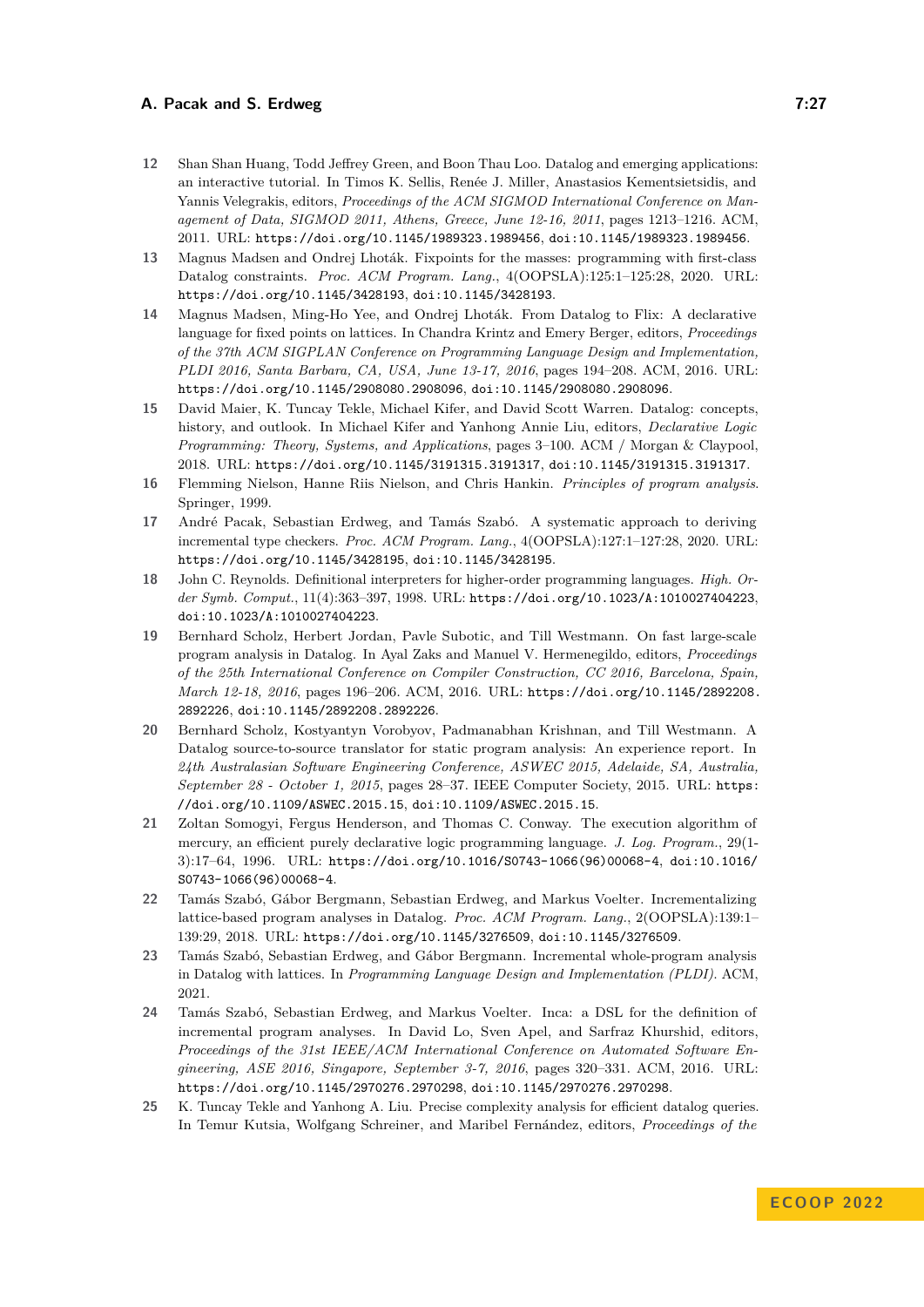12 Shan Shan Huang, Todd Jeffrey Green, and Boon Thau Loo. Datalog and emerging applications: an interactive tutorial. In Timos K. Sellis, Renée J. Miller, Anastasios Kementsietsidis, and Yannis Velegrakis, editors, *Proceedings of the ACM SIGMOD International Conference on Management of Data, SIGMOD 2011, Athens, Greece, June 12-16, 2011*, pages 1213–1216. ACM, 2011. URL: `https://doi.org/10.1145/1989323.1989456`, `doi:10.1145/1989323.1989456`.

13 Magnus Madsen and Ondrej Lhoták. Fixpoints for the masses: programming with first-class Datalog constraints. *Proc. ACM Program. Lang.*, 4(OOPSLA):125:1–125:28, 2020. URL: `https://doi.org/10.1145/3428193`, `doi:10.1145/3428193`.

14 Magnus Madsen, Ming-Ho Yee, and Ondrej Lhoták. From Datalog to Flix: A declarative language for fixed points on lattices. In Chandra Krintz and Emery Berger, editors, *Proceedings of the 37th ACM SIGPLAN Conference on Programming Language Design and Implementation, PLDI 2016, Santa Barbara, CA, USA, June 13-17, 2016*, pages 194–208. ACM, 2016. URL: `https://doi.org/10.1145/2908080.2908096`, `doi:10.1145/2908080.2908096`.

15 David Maier, K. Tuncay Tekle, Michael Kifer, and David Scott Warren. Datalog: concepts, history, and outlook. In Michael Kifer and Yanhong Annie Liu, editors, *Declarative Logic Programming: Theory, Systems, and Applications*, pages 3–100. ACM / Morgan & Claypool, 2018. URL: `https://doi.org/10.1145/3191315.3191317`, `doi:10.1145/3191315.3191317`.

16 Flemming Nielson, Hanne Riis Nielson, and Chris Hankin. *Principles of program analysis*. Springer, 1999.

17 André Pacak, Sebastian Erdweg, and Tamás Szabó. A systematic approach to deriving incremental type checkers. *Proc. ACM Program. Lang.*, 4(OOPSLA):127:1–127:28, 2020. URL: `https://doi.org/10.1145/3428195`, `doi:10.1145/3428195`.

18 John C. Reynolds. Definitional interpreters for higher-order programming languages. *High. Order Symb. Comput.*, 11(4):363–397, 1998. URL: `https://doi.org/10.1023/A:1010027404223`, `doi:10.1023/A:1010027404223`.

19 Bernhard Scholz, Herbert Jordan, Pavle Subotic, and Till Westmann. On fast large-scale program analysis in Datalog. In Ayal Zaks and Manuel V. Hermenegildo, editors, *Proceedings of the 25th International Conference on Compiler Construction, CC 2016, Barcelona, Spain, March 12-18, 2016*, pages 196–206. ACM, 2016. URL: `https://doi.org/10.1145/2892208.2892226`, `doi:10.1145/2892208.2892226`.

20 Bernhard Scholz, Kostyantyn Vorobyov, Padmanabhan Krishnan, and Till Westmann. A Datalog source-to-source translator for static program analysis: An experience report. In *24th Australasian Software Engineering Conference, ASWEC 2015, Adelaide, SA, Australia, September 28 - October 1, 2015*, pages 28–37. IEEE Computer Society, 2015. URL: `https://doi.org/10.1109/ASWEC.2015.15`, `doi:10.1109/ASWEC.2015.15`.

21 Zoltan Somogyi, Fergus Henderson, and Thomas C. Conway. The execution algorithm of mercury, an efficient purely declarative logic programming language. *J. Log. Program.*, 29(1-3):17–64, 1996. URL: `https://doi.org/10.1016/S0743-1066(96)00068-4`, `doi:10.1016/S0743-1066(96)00068-4`.

22 Tamás Szabó, Gábor Bergmann, Sebastian Erdweg, and Markus Voelter. Incrementalizing lattice-based program analyses in Datalog. *Proc. ACM Program. Lang.*, 2(OOPSLA):139:1–139:29, 2018. URL: `https://doi.org/10.1145/3276509`, `doi:10.1145/3276509`.

23 Tamás Szabó, Sebastian Erdweg, and Gábor Bergmann. Incremental whole-program analysis in Datalog with lattices. In *Programming Language Design and Implementation (PLDI)*. ACM, 2021.

24 Tamás Szabó, Sebastian Erdweg, and Markus Voelter. Inca: a DSL for the definition of incremental program analyses. In David Lo, Sven Apel, and Sarfraz Khurshid, editors, *Proceedings of the 31st IEEE/ACM International Conference on Automated Software Engineering, ASE 2016, Singapore, September 3-7, 2016*, pages 320–331. ACM, 2016. URL: `https://doi.org/10.1145/2970276.2970298`, `doi:10.1145/2970276.2970298`.

25 K. Tuncay Tekle and Yanhong A. Liu. Precise complexity analysis for efficient datalog queries. In Temur Kutsia, Wolfgang Schreiner, and Maribel Fernández, editors, *Proceedings of the*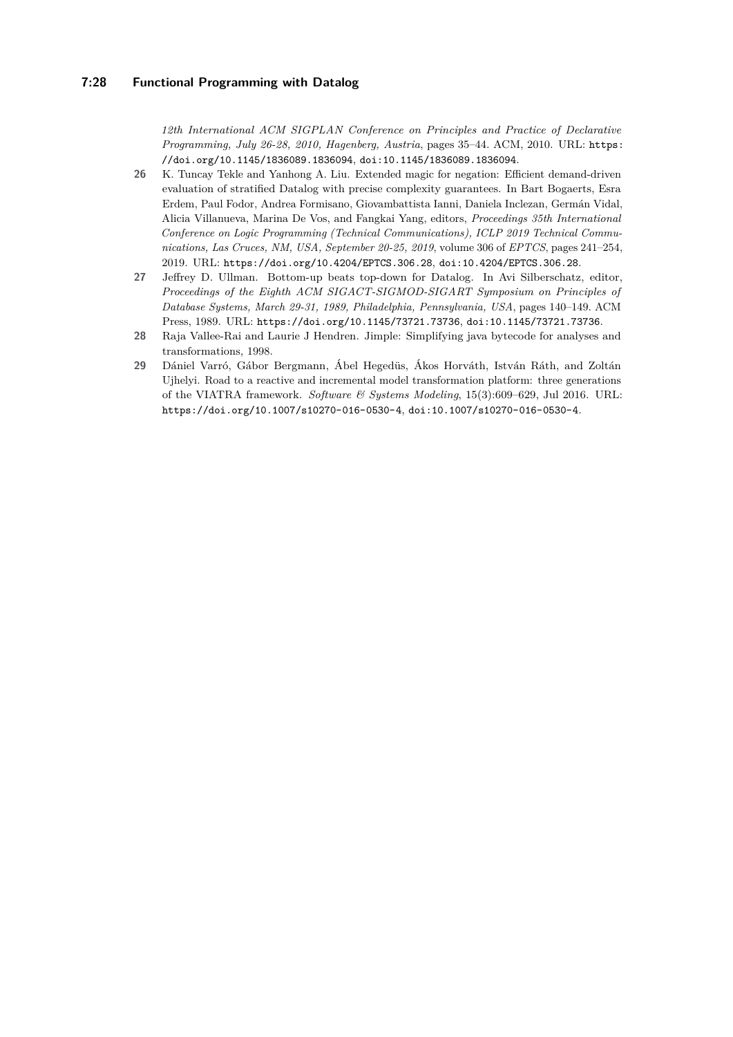*12th International ACM SIGPLAN Conference on Principles and Practice of Declarative Programming, July 26-28, 2010, Hagenberg, Austria*, pages 35–44. ACM, 2010. URL: `https://doi.org/10.1145/1836089.1836094`, `doi:10.1145/1836089.1836094`.

**26** K. Tuncay Tekle and Yanhong A. Liu. Extended magic for negation: Efficient demand-driven evaluation of stratified Datalog with precise complexity guarantees. In Bart Bogaerts, Esra Erdem, Paul Fodor, Andrea Formisano, Giovambattista Ianni, Daniela Inclezan, Germán Vidal, Alicia Villanueva, Marina De Vos, and Fangkai Yang, editors, *Proceedings 35th International Conference on Logic Programming (Technical Communications), ICLP 2019 Technical Communications, Las Cruces, NM, USA, September 20-25, 2019*, volume 306 of *EPTCS*, pages 241–254, 2019. URL: `https://doi.org/10.4204/EPTCS.306.28`, `doi:10.4204/EPTCS.306.28`.

**27** Jeffrey D. Ullman. Bottom-up beats top-down for Datalog. In Avi Silberschatz, editor, *Proceedings of the Eighth ACM SIGACT-SIGMOD-SIGART Symposium on Principles of Database Systems, March 29-31, 1989, Philadelphia, Pennsylvania, USA*, pages 140–149. ACM Press, 1989. URL: `https://doi.org/10.1145/73721.73736`, `doi:10.1145/73721.73736`.

**28** Raja Vallee-Rai and Laurie J Hendren. Jimple: Simplifying java bytecode for analyses and transformations, 1998.

**29** Dániel Varró, Gábor Bergmann, Ábel Hegedüs, Ákos Horváth, István Ráth, and Zoltán Ujhelyi. Road to a reactive and incremental model transformation platform: three generations of the VIATRA framework. *Software & Systems Modeling*, 15(3):609–629, Jul 2016. URL: `https://doi.org/10.1007/s10270-016-0530-4`, `doi:10.1007/s10270-016-0530-4`.